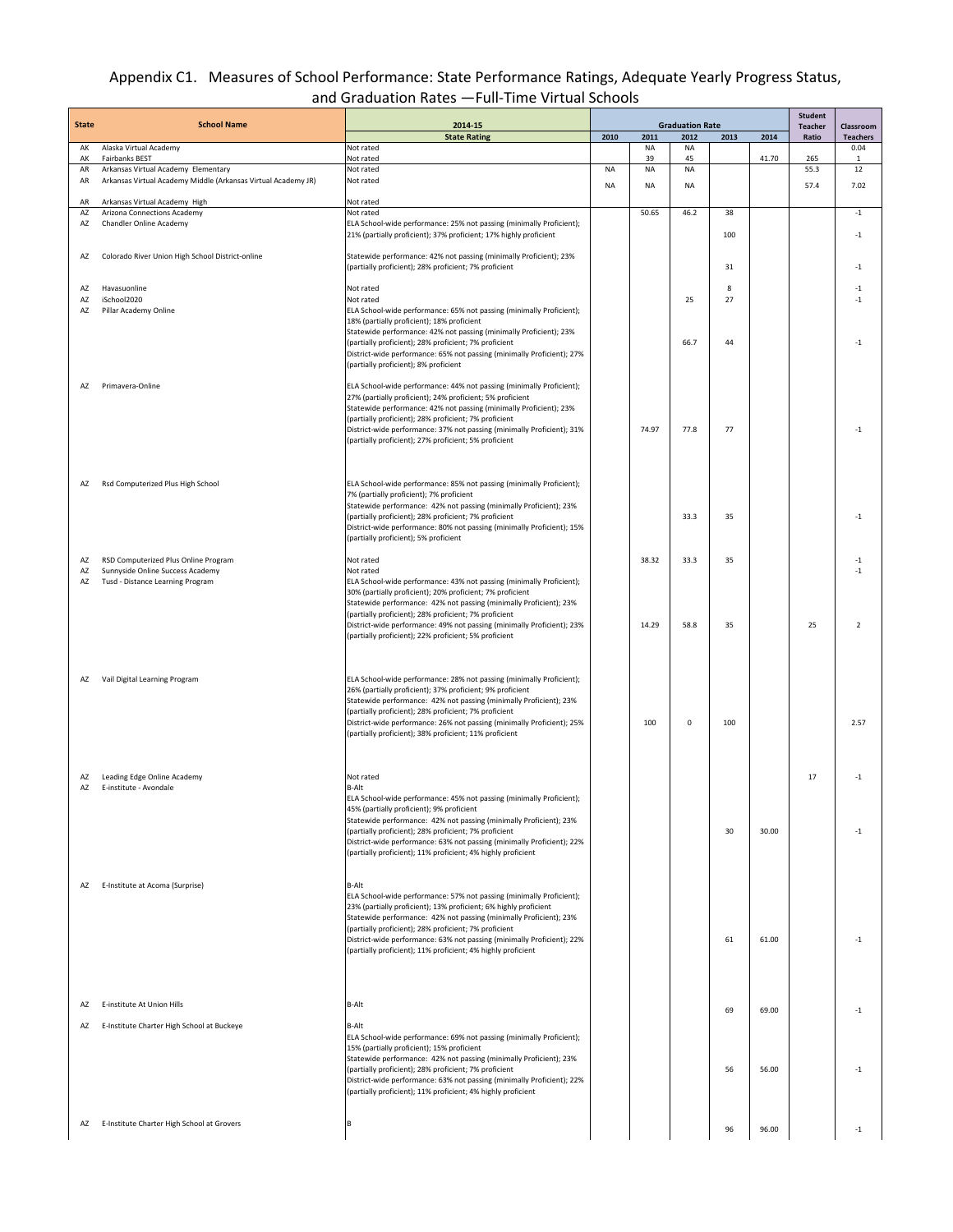# Appendix C1. Measures of School Performance: State Performance Ratings, Adequate Yearly Progress Status, and Graduation Rates —Full-Time Virtual Schools

| State | School Name | 2014-15 State Rating | Graduation Rate 2010 | 2011 | 2012 | 2013 | 2014 | Student Teacher Ratio | Classroom Teachers |
|---|---|---|---|---|---|---|---|---|---|
| AK | Alaska Virtual Academy | Not rated | | NA | NA | | | | 0.04 |
| AK | Fairbanks BEST | Not rated | | 39 | 45 | | 41.70 | 265 | 1 |
| AR | Arkansas Virtual Academy Elementary | Not rated | NA | NA | NA | | | 55.3 | 12 |
| AR | Arkansas Virtual Academy Middle (Arkansas Virtual Academy JR) | Not rated | NA | NA | NA | | | 57.4 | 7.02 |
| AR | Arkansas Virtual Academy High | Not rated | | | | | | | |
| AZ | Arizona Connections Academy | Not rated | | 50.65 | 46.2 | 38 | | | -1 |
| AZ | Chandler Online Academy | ELA School-wide performance: 25% not passing (minimally Proficient); 21% (partially proficient); 37% proficient; 17% highly proficient | | | | 100 | | | -1 |
| AZ | Colorado River Union High School District-online | Statewide performance: 42% not passing (minimally Proficient); 23% (partially proficient); 28% proficient; 7% proficient | | | | 31 | | | -1 |
| AZ | Havasuonline | Not rated | | | | 8 | | | -1 |
| AZ | iSchool2020 | Not rated | | | 25 | 27 | | | -1 |
| AZ | Pillar Academy Online | ELA School-wide performance: 65% not passing (minimally Proficient); 18% (partially proficient); 18% proficient Statewide performance: 42% not passing (minimally Proficient); 23% (partially proficient); 28% proficient; 7% proficient District-wide performance: 65% not passing (minimally Proficient); 27% (partially proficient); 8% proficient | | | 66.7 | 44 | | | -1 |
| AZ | Primavera-Online | ELA School-wide performance: 44% not passing (minimally Proficient); 27% (partially proficient); 24% proficient; 5% proficient Statewide performance: 42% not passing (minimally Proficient); 23% (partially proficient); 28% proficient; 7% proficient District-wide performance: 37% not passing (minimally Proficient); 31% (partially proficient); 27% proficient; 5% proficient | | 74.97 | 77.8 | 77 | | | -1 |
| AZ | Rsd Computerized Plus High School | ELA School-wide performance: 85% not passing (minimally Proficient); 7% (partially proficient); 7% proficient Statewide performance: 42% not passing (minimally Proficient); 23% (partially proficient); 28% proficient; 7% proficient District-wide performance: 80% not passing (minimally Proficient); 15% (partially proficient); 5% proficient | | | 33.3 | 35 | | | -1 |
| AZ | RSD Computerized Plus Online Program | Not rated | | 38.32 | 33.3 | 35 | | | -1 |
| AZ | Sunnyside Online Success Academy | Not rated | | | | | | | -1 |
| AZ | Tusd - Distance Learning Program | ELA School-wide performance: 43% not passing (minimally Proficient); 30% (partially proficient); 20% proficient; 7% proficient Statewide performance: 42% not passing (minimally Proficient); 23% (partially proficient); 28% proficient; 7% proficient District-wide performance: 49% not passing (minimally Proficient); 23% (partially proficient); 22% proficient; 5% proficient | | 14.29 | 58.8 | 35 | | 25 | 2 |
| AZ | Vail Digital Learning Program | ELA School-wide performance: 28% not passing (minimally Proficient); 26% (partially proficient); 37% proficient; 9% proficient Statewide performance: 42% not passing (minimally Proficient); 23% (partially proficient); 28% proficient; 7% proficient District-wide performance: 26% not passing (minimally Proficient); 25% (partially proficient); 38% proficient; 11% proficient | | 100 | 0 | 100 | | | 2.57 |
| AZ | Leading Edge Online Academy | Not rated | | | | | | 17 | -1 |
| AZ | E-institute - Avondale | B-Alt ELA School-wide performance: 45% not passing (minimally Proficient); 45% (partially proficient); 9% proficient Statewide performance: 42% not passing (minimally Proficient); 23% (partially proficient); 28% proficient; 7% proficient District-wide performance: 63% not passing (minimally Proficient); 22% (partially proficient); 11% proficient; 4% highly proficient | | | | 30 | 30.00 | | -1 |
| AZ | E-Institute at Acoma (Surprise) | B-Alt ELA School-wide performance: 57% not passing (minimally Proficient); 23% (partially proficient); 13% proficient; 6% highly proficient Statewide performance: 42% not passing (minimally Proficient); 23% (partially proficient); 28% proficient; 7% proficient District-wide performance: 63% not passing (minimally Proficient); 22% (partially proficient); 11% proficient; 4% highly proficient | | | | 61 | 61.00 | | -1 |
| AZ | E-institute At Union Hills | B-Alt | | | | 69 | 69.00 | | -1 |
| AZ | E-Institute Charter High School at Buckeye | B-Alt ELA School-wide performance: 69% not passing (minimally Proficient); 15% (partially proficient); 15% proficient Statewide performance: 42% not passing (minimally Proficient); 23% (partially proficient); 28% proficient; 7% proficient District-wide performance: 63% not passing (minimally Proficient); 22% (partially proficient); 11% proficient; 4% highly proficient | | | | 56 | 56.00 | | -1 |
| AZ | E-Institute Charter High School at Grovers | B | | | | 96 | 96.00 | | -1 |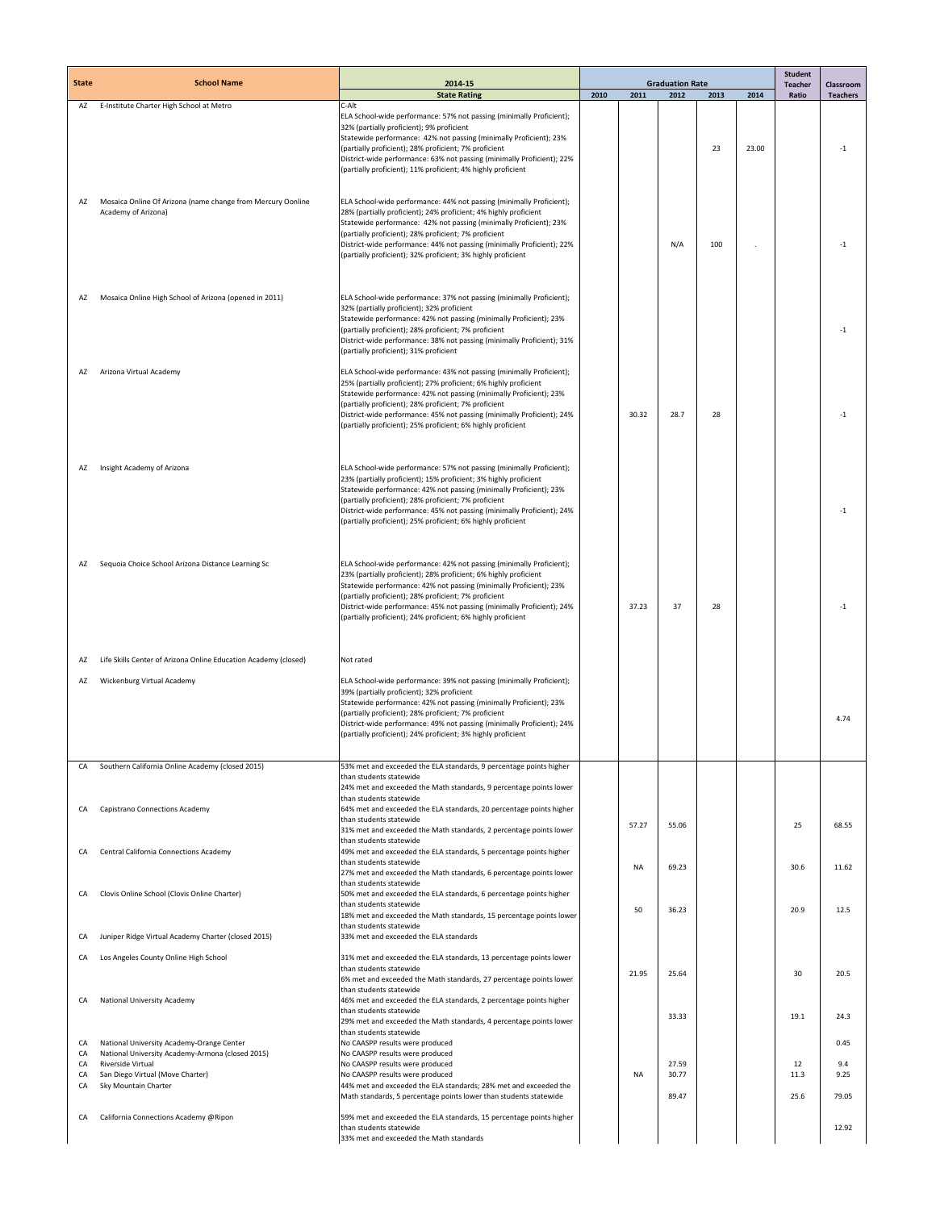| State | School Name | 2014-15 | Graduation Rate | | | | | Student Teacher Ratio | Classroom Teachers |
|---|---|---|---|---|---|---|---|---|---|
| | | State Rating | 2010 | 2011 | 2012 | 2013 | 2014 | | |
| AZ | E-Institute Charter High School at Metro | C-Alt<br>ELA School-wide performance: 57% not passing (minimally Proficient); 32% (partially proficient); 9% proficient<br>Statewide performance: 42% not passing (minimally Proficient); 23% (partially proficient); 28% proficient; 7% proficient<br>District-wide performance: 63% not passing (minimally Proficient); 22% (partially proficient); 11% proficient; 4% highly proficient | | | | 23 | 23.00 | | -1 |
| AZ | Mosaica Online Of Arizona (name change from Mercury Oonline Academy of Arizona) | ELA School-wide performance: 44% not passing (minimally Proficient); 28% (partially proficient); 24% proficient; 4% highly proficient<br>Statewide performance: 42% not passing (minimally Proficient); 23% (partially proficient); 28% proficient; 7% proficient<br>District-wide performance: 44% not passing (minimally Proficient); 22% (partially proficient); 32% proficient; 3% highly proficient | | | N/A | 100 | . | | -1 |
| AZ | Mosaica Online High School of Arizona (opened in 2011) | ELA School-wide performance: 37% not passing (minimally Proficient); 32% (partially proficient); 32% proficient<br>Statewide performance: 42% not passing (minimally Proficient); 23% (partially proficient); 28% proficient; 7% proficient<br>District-wide performance: 38% not passing (minimally Proficient); 31% (partially proficient); 31% proficient | | | | | | | -1 |
| AZ | Arizona Virtual Academy | ELA School-wide performance: 43% not passing (minimally Proficient); 25% (partially proficient); 27% proficient; 6% highly proficient<br>Statewide performance: 42% not passing (minimally Proficient); 23% (partially proficient); 28% proficient; 7% proficient<br>District-wide performance: 45% not passing (minimally Proficient); 24% (partially proficient); 25% proficient; 6% highly proficient | | 30.32 | 28.7 | 28 | | | -1 |
| AZ | Insight Academy of Arizona | ELA School-wide performance: 57% not passing (minimally Proficient); 23% (partially proficient); 15% proficient; 3% highly proficient<br>Statewide performance: 42% not passing (minimally Proficient); 23% (partially proficient); 28% proficient; 7% proficient<br>District-wide performance: 45% not passing (minimally Proficient); 24% (partially proficient); 25% proficient; 6% highly proficient | | | | | | | -1 |
| AZ | Sequoia Choice School Arizona Distance Learning Sc | ELA School-wide performance: 42% not passing (minimally Proficient); 23% (partially proficient); 28% proficient; 6% highly proficient<br>Statewide performance: 42% not passing (minimally Proficient); 23% (partially proficient); 28% proficient; 7% proficient<br>District-wide performance: 45% not passing (minimally Proficient); 24% (partially proficient); 24% proficient; 6% highly proficient | | 37.23 | 37 | 28 | | | -1 |
| AZ | Life Skills Center of Arizona Online Education Academy (closed) | Not rated | | | | | | | |
| AZ | Wickenburg Virtual Academy | ELA School-wide performance: 39% not passing (minimally Proficient); 39% (partially proficient); 32% proficient<br>Statewide performance: 42% not passing (minimally Proficient); 23% (partially proficient); 28% proficient; 7% proficient<br>District-wide performance: 49% not passing (minimally Proficient); 24% (partially proficient); 24% proficient; 3% highly proficient | | | | | | | 4.74 |
| CA | Southern California Online Academy (closed 2015) | 53% met and exceeded the ELA standards, 9 percentage points higher than students statewide<br>24% met and exceeded the Math standards, 9 percentage points lower than students statewide | | | | | | | |
| CA | Capistrano Connections Academy | 64% met and exceeded the ELA standards, 20 percentage points higher than students statewide<br>31% met and exceeded the Math standards, 2 percentage points lower than students statewide | | 57.27 | 55.06 | | | 25 | 68.55 |
| CA | Central California Connections Academy | 49% met and exceeded the ELA standards, 5 percentage points higher than students statewide<br>27% met and exceeded the Math standards, 6 percentage points lower than students statewide | | NA | 69.23 | | | 30.6 | 11.62 |
| CA | Clovis Online School (Clovis Online Charter) | 50% met and exceeded the ELA standards, 6 percentage points higher than students statewide<br>18% met and exceeded the Math standards, 15 percentage points lower than students statewide | | 50 | 36.23 | | | 20.9 | 12.5 |
| CA | Juniper Ridge Virtual Academy Charter (closed 2015) | 33% met and exceeded the ELA standards | | | | | | | |
| CA | Los Angeles County Online High School | 31% met and exceeded the ELA standards, 13 percentage points lower than students statewide<br>6% met and exceeded the Math standards, 27 percentage points lower than students statewide | | 21.95 | 25.64 | | | 30 | 20.5 |
| CA | National University Academy | 46% met and exceeded the ELA standards, 2 percentage points higher than students statewide<br>29% met and exceeded the Math standards, 4 percentage points lower than students statewide | | | 33.33 | | | 19.1 | 24.3 |
| CA | National University Academy-Orange Center | No CAASPP results were produced | | | | | | | 0.45 |
| CA | National University Academy-Armona (closed 2015) | No CAASPP results were produced | | | | | | | |
| CA | Riverside Virtual | No CAASPP results were produced | | | 27.59 | | | 12 | 9.4 |
| CA | San Diego Virtual (Move Charter) | No CAASPP results were produced | | NA | 30.77 | | | 11.3 | 9.25 |
| CA | Sky Mountain Charter | 44% met and exceeded the ELA standards; 28% met and exceeded the Math standards, 5 percentage points lower than students statewide | | | 89.47 | | | 25.6 | 79.05 |
| CA | California Connections Academy @Ripon | 59% met and exceeded the ELA standards, 15 percentage points higher than students statewide<br>33% met and exceeded the Math standards | | | | | | | 12.92 |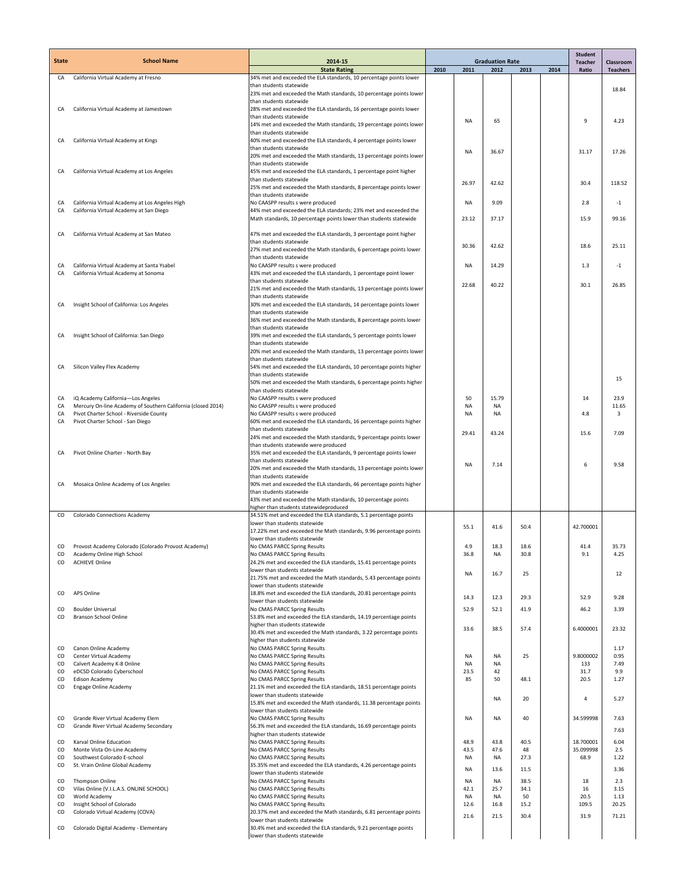| State | School Name | 2014-15 State Rating | Graduation Rate 2010 | 2011 | 2012 | 2013 | 2014 | Student Teacher Ratio | Classroom Teachers |
|---|---|---|---|---|---|---|---|---|---|
| CA | California Virtual Academy at Fresno | 34% met and exceeded the ELA standards, 10 percentage points lower than students statewide<br>23% met and exceeded the Math standards, 10 percentage points lower than students statewide | | | | | | | 18.84 |
| CA | California Virtual Academy at Jamestown | 28% met and exceeded the ELA standards, 16 percentage points lower than students statewide<br>14% met and exceeded the Math standards, 19 percentage points lower than students statewide | | NA | 65 | | | 9 | 4.23 |
| CA | California Virtual Academy at Kings | 40% met and exceeded the ELA standards, 4 percentage points lower than students statewide<br>20% met and exceeded the Math standards, 13 percentage points lower than students statewide | | NA | 36.67 | | | 31.17 | 17.26 |
| CA | California Virtual Academy at Los Angeles | 45% met and exceeded the ELA standards, 1 percentage point higher than students statewide<br>25% met and exceeded the Math standards, 8 percentage points lower than students statewide | | 26.97 | 42.62 | | | 30.4 | 118.52 |
| CA | California Virtual Academy at Los Angeles High | No CAASPP results s were produced | | NA | 9.09 | | | 2.8 | -1 |
| CA | California Virtual Academy at San Diego | 44% met and exceeded the ELA standards; 23% met and exceeded the Math standards, 10 percentage points lower than students statewide | | 23.12 | 37.17 | | | 15.9 | 99.16 |
| CA | California Virtual Academy at San Mateo | 47% met and exceeded the ELA standards, 3 percentage point higher than students statewide<br>27% met and exceeded the Math standards, 6 percentage points lower than students statewide | | 30.36 | 42.62 | | | 18.6 | 25.11 |
| CA | California Virtual Academy at Santa Ysabel | No CAASPP results s were produced | | NA | 14.29 | | | 1.3 | -1 |
| CA | California Virtual Academy at Sonoma | 43% met and exceeded the ELA standards, 1 percentage point lower than students statewide<br>21% met and exceeded the Math standards, 13 percentage points lower than students statewide | | 22.68 | 40.22 | | | 30.1 | 26.85 |
| CA | Insight School of California: Los Angeles | 30% met and exceeded the ELA standards, 14 percentage points lower than students statewide<br>36% met and exceeded the Math standards, 8 percentage points lower than students statewide | | | | | | | |
| CA | Insight School of California: San Diego | 39% met and exceeded the ELA standards, 5 percentage points lower than students statewide<br>20% met and exceeded the Math standards, 13 percentage points lower than students statewide | | | | | | | |
| CA | Silicon Valley Flex Academy | 54% met and exceeded the ELA standards, 10 percentage points higher than students statewide<br>50% met and exceeded the Math standards, 6 percentage points higher than students statewide | | | | | | | 15 |
| CA | iQ Academy California—Los Angeles | No CAASPP results s were produced | | 50 | 15.79 | | | 14 | 23.9 |
| CA | Mercury On-line Academy of Southern California (closed 2014) | No CAASPP results s were produced | | NA | NA | | | | 11.65 |
| CA | Pivot Charter School - Riverside County | No CAASPP results s were produced | | NA | NA | | | 4.8 | 3 |
| CA | Pivot Charter School - San Diego | 60% met and exceeded the ELA standards, 16 percentage points higher than students statewide<br>24% met and exceeded the Math standards, 9 percentage points lower than students statewide were produced | | 29.41 | 43.24 | | | 15.6 | 7.09 |
| CA | Pivot Online Charter - North Bay | 35% met and exceeded the ELA standards, 9 percentage points lower than students statewide<br>20% met and exceeded the Math standards, 13 percentage points lower than students statewide | | NA | 7.14 | | | 6 | 9.58 |
| CA | Mosaica Online Academy of Los Angeles | 90% met and exceeded the ELA standards, 46 percentage points higher than students statewide<br>43% met and exceeded the Math standards, 10 percentage points higher than students statewideproduced | | | | | | | |
| CO | Colorado Connections Academy | 34.51% met and exceeded the ELA standards, 5.1 percentage points lower than students statewide<br>17.22% met and exceeded the Math standards, 9.96 percentage points lower than students statewide | | 55.1 | 41.6 | 50.4 | | 42.700001 | |
| CO | Provost Academy Colorado (Colorado Provost Academy) | No CMAS PARCC Spring Results | | 4.9 | 18.3 | 18.6 | | 41.4 | 35.73 |
| CO | Academy Online High School | No CMAS PARCC Spring Results | | 36.8 | NA | 30.8 | | 9.1 | 4.25 |
| CO | ACHIEVE Online | 24.2% met and exceeded the ELA standards, 15.41 percentage points lower than students statewide<br>21.75% met and exceeded the Math standards, 5.43 percentage points lower than students statewide | | NA | 16.7 | 25 | | | 12 |
| CO | APS Online | 18.8% met and exceeded the ELA standards, 20.81 percentage points lower than students statewide | | 14.3 | 12.3 | 29.3 | | 52.9 | 9.28 |
| CO | Boulder Universal | No CMAS PARCC Spring Results | | 52.9 | 52.1 | 41.9 | | 46.2 | 3.39 |
| CO | Branson School Online | 53.8% met and exceeded the ELA standards, 14.19 percentage points higher than students statewide<br>30.4% met and exceeded the Math standards, 3.22 percentage points higher than students statewide | | 33.6 | 38.5 | 57.4 | | 6.4000001 | 23.32 |
| CO | Canon Online Academy | No CMAS PARCC Spring Results | | | | | | | 1.17 |
| CO | Center Virtual Academy | No CMAS PARCC Spring Results | | NA | NA | 25 | | 9.8000002 | 0.95 |
| CO | Calvert Academy K-8 Online | No CMAS PARCC Spring Results | | NA | NA | | | 133 | 7.49 |
| CO | eDCSD Colorado Cyberschool | No CMAS PARCC Spring Results | | 23.5 | 42 | | | 31.7 | 9.9 |
| CO | Edison Academy | No CMAS PARCC Spring Results | | 85 | 50 | 48.1 | | 20.5 | 1.27 |
| CO | Engage Online Academy | 21.1% met and exceeded the ELA standards, 18.51 percentage points lower than students statewide<br>15.8% met and exceeded the Math standards, 11.38 percentage points lower than students statewide | | | NA | 20 | | 4 | 5.27 |
| CO | Grande River Virtual Academy Elem | No CMAS PARCC Spring Results | | NA | NA | 40 | | 34.599998 | 7.63 |
| CO | Grande River Virtual Academy Secondary | 56.3% met and exceeded the ELA standards, 16.69 percentage points higher than students statewide | | | | | | | 7.63 |
| CO | Karval Online Education | No CMAS PARCC Spring Results | | 48.9 | 43.8 | 40.5 | | 18.700001 | 6.04 |
| CO | Monte Vista On-Line Academy | No CMAS PARCC Spring Results | | 43.5 | 47.6 | 48 | | 35.099998 | 2.5 |
| CO | Southwest Colorado E-school | No CMAS PARCC Spring Results | | NA | NA | 27.3 | | 68.9 | 1.22 |
| CO | St. Vrain Online Global Academy | 35.35% met and exceeded the ELA standards, 4.26 percentage points lower than students statewide | | NA | 13.6 | 11.5 | | | 3.36 |
| CO | Thompson Online | No CMAS PARCC Spring Results | | NA | NA | 38.5 | | 18 | 2.3 |
| CO | Vilas Online (V.I.L.A.S. ONLINE SCHOOL) | No CMAS PARCC Spring Results | | 42.1 | 25.7 | 34.1 | | 16 | 3.15 |
| CO | World Academy | No CMAS PARCC Spring Results | | NA | NA | 50 | | 20.5 | 1.13 |
| CO | Insight School of Colorado | No CMAS PARCC Spring Results | | 12.6 | 16.8 | 15.2 | | 109.5 | 20.25 |
| CO | Colorado Virtual Academy (COVA) | 20.37% met and exceeded the Math standards, 6.81 percentage points lower than students statewide | | 21.6 | 21.5 | 30.4 | | 31.9 | 71.21 |
| CO | Colorado Digital Academy - Elementary | 30.4% met and exceeded the ELA standards, 9.21 percentage points lower than students statewide | | | | | | | |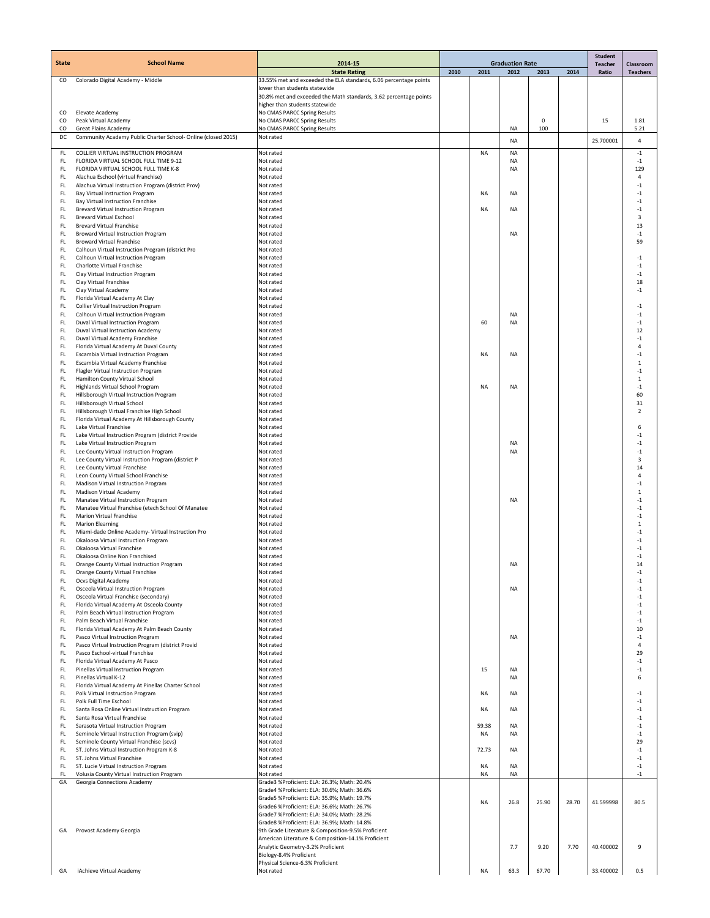| State | School Name | 2014-15 | Graduation Rate | | | | | Student Teacher Ratio | Classroom Teachers |
|---|---|---|---|---|---|---|---|---|---|
| | | State Rating | 2010 | 2011 | 2012 | 2013 | 2014 | | |
| CO | Colorado Digital Academy - Middle | 33.55% met and exceeded the ELA standards, 6.06 percentage points lower than students statewide<br>30.8% met and exceeded the Math standards, 3.62 percentage points higher than students statewide | | | | | | | |
| CO | Elevate Academy | No CMAS PARCC Spring Results | | | | | | | |
| CO | Peak Virtual Academy | No CMAS PARCC Spring Results | | | | 0 | | 15 | 1.81 |
| CO | Great Plains Academy | No CMAS PARCC Spring Results | | | NA | 100 | | | 5.21 |
| DC | Community Academy Public Charter School- Online (closed 2015) | Not rated | | | NA | | | 25.700001 | 4 |
| FL | COLLIER VIRTUAL INSTRUCTION PROGRAM | Not rated | | NA | NA | | | | -1 |
| FL | FLORIDA VIRTUAL SCHOOL FULL TIME 9-12 | Not rated | | | NA | | | | -1 |
| FL | FLORIDA VIRTUAL SCHOOL FULL TIME K-8 | Not rated | | | NA | | | | 129 |
| FL | Alachua Eschool (virtual Franchise) | Not rated | | | | | | | 4 |
| FL | Alachua Virtual Instruction Program (district Prov) | Not rated | | | | | | | -1 |
| FL | Bay Virtual Instruction Program | Not rated | | NA | NA | | | | -1 |
| FL | Bay Virtual Instruction Franchise | Not rated | | | | | | | -1 |
| FL | Brevard Virtual Instruction Program | Not rated | | NA | NA | | | | -1 |
| FL | Brevard Virtual Eschool | Not rated | | | | | | | 3 |
| FL | Brevard Virtual Franchise | Not rated | | | | | | | 13 |
| FL | Broward Virtual Instruction Program | Not rated | | | NA | | | | -1 |
| FL | Broward Virtual Franchise | Not rated | | | | | | | 59 |
| FL | Calhoun Virtual Instruction Program (district Pro | Not rated | | | | | | | |
| FL | Calhoun Virtual Instruction Program | Not rated | | | | | | | -1 |
| FL | Charlotte Virtual Franchise | Not rated | | | | | | | -1 |
| FL | Clay Virtual Instruction Program | Not rated | | | | | | | -1 |
| FL | Clay Virtual Franchise | Not rated | | | | | | | 18 |
| FL | Clay Virtual Academy | Not rated | | | | | | | -1 |
| FL | Florida Virtual Academy At Clay | Not rated | | | | | | | |
| FL | Collier Virtual Instruction Program | Not rated | | | | | | | -1 |
| FL | Calhoun Virtual Instruction Program | Not rated | | | NA | | | | -1 |
| FL | Duval Virtual Instruction Program | Not rated | | 60 | NA | | | | -1 |
| FL | Duval Virtual Instruction Academy | Not rated | | | | | | | 12 |
| FL | Duval Virtual Academy Franchise | Not rated | | | | | | | -1 |
| FL | Florida Virtual Academy At Duval County | Not rated | | | | | | | 4 |
| FL | Escambia Virtual Instruction Program | Not rated | | NA | NA | | | | -1 |
| FL | Escambia Virtual Academy Franchise | Not rated | | | | | | | 1 |
| FL | Flagler Virtual Instruction Program | Not rated | | | | | | | -1 |
| FL | Hamilton County Virtual School | Not rated | | | | | | | 1 |
| FL | Highlands Virtual School Program | Not rated | | NA | NA | | | | -1 |
| FL | Hillsborough Virtual Instruction Program | Not rated | | | | | | | 60 |
| FL | Hillsborough Virtual School | Not rated | | | | | | | 31 |
| FL | Hillsborough Virtual Franchise High School | Not rated | | | | | | | 2 |
| FL | Florida Virtual Academy At Hillsborough County | Not rated | | | | | | | |
| FL | Lake Virtual Franchise | Not rated | | | | | | | 6 |
| FL | Lake Virtual Instruction Program (district Provide | Not rated | | | | | | | -1 |
| FL | Lake Virtual Instruction Program | Not rated | | | NA | | | | -1 |
| FL | Lee County Virtual Instruction Program | Not rated | | | NA | | | | -1 |
| FL | Lee County Virtual Instruction Program (district P | Not rated | | | | | | | 3 |
| FL | Lee County Virtual Franchise | Not rated | | | | | | | 14 |
| FL | Leon County Virtual School Franchise | Not rated | | | | | | | 4 |
| FL | Madison Virtual Instruction Program | Not rated | | | | | | | -1 |
| FL | Madison Virtual Academy | Not rated | | | | | | | 1 |
| FL | Manatee Virtual Instruction Program | Not rated | | | NA | | | | -1 |
| FL | Manatee Virtual Franchise (etech School Of Manatee | Not rated | | | | | | | -1 |
| FL | Marion Virtual Franchise | Not rated | | | | | | | -1 |
| FL | Marion Elearning | Not rated | | | | | | | 1 |
| FL | Miami-dade Online Academy- Virtual Instruction Pro | Not rated | | | | | | | -1 |
| FL | Okaloosa Virtual Instruction Program | Not rated | | | | | | | -1 |
| FL | Okaloosa Virtual Franchise | Not rated | | | | | | | -1 |
| FL | Okaloosa Online Non Franchised | Not rated | | | | | | | -1 |
| FL | Orange County Virtual Instruction Program | Not rated | | | NA | | | | 14 |
| FL | Orange County Virtual Franchise | Not rated | | | | | | | -1 |
| FL | Ocvs Digital Academy | Not rated | | | | | | | -1 |
| FL | Osceola Virtual Instruction Program | Not rated | | | NA | | | | -1 |
| FL | Osceola Virtual Franchise (secondary) | Not rated | | | | | | | -1 |
| FL | Florida Virtual Academy At Osceola County | Not rated | | | | | | | -1 |
| FL | Palm Beach Virtual Instruction Program | Not rated | | | | | | | -1 |
| FL | Palm Beach Virtual Franchise | Not rated | | | | | | | -1 |
| FL | Florida Virtual Academy At Palm Beach County | Not rated | | | | | | | 10 |
| FL | Pasco Virtual Instruction Program | Not rated | | | NA | | | | -1 |
| FL | Pasco Virtual Instruction Program (district Provid | Not rated | | | | | | | 4 |
| FL | Pasco Eschool-virtual Franchise | Not rated | | | | | | | 29 |
| FL | Florida Virtual Academy At Pasco | Not rated | | | | | | | -1 |
| FL | Pinellas Virtual Instruction Program | Not rated | | 15 | NA | | | | -1 |
| FL | Pinellas Virtual K-12 | Not rated | | | NA | | | | 6 |
| FL | Florida Virtual Academy At Pinellas Charter School | Not rated | | | | | | | |
| FL | Polk Virtual Instruction Program | Not rated | | NA | NA | | | | -1 |
| FL | Polk Full Time Eschool | Not rated | | | | | | | -1 |
| FL | Santa Rosa Online Virtual Instruction Program | Not rated | | NA | NA | | | | -1 |
| FL | Santa Rosa Virtual Franchise | Not rated | | | | | | | -1 |
| FL | Sarasota Virtual Instruction Program | Not rated | | 59.38 | NA | | | | -1 |
| FL | Seminole Virtual Instruction Program (svip) | Not rated | | NA | NA | | | | -1 |
| FL | Seminole County Virtual Franchise (scvs) | Not rated | | | | | | | 29 |
| FL | ST. Johns Virtual Instruction Program K-8 | Not rated | | 72.73 | NA | | | | -1 |
| FL | ST. Johns Virtual Franchise | Not rated | | | | | | | -1 |
| FL | ST. Lucie Virtual Instruction Program | Not rated | | NA | NA | | | | -1 |
| FL | Volusia County Virtual Instruction Program | Not rated | | NA | NA | | | | -1 |
| GA | Georgia Connections Academy | Grade3 %Proficient: ELA: 26.3%; Math: 20.4%<br>Grade4 %Proficient: ELA: 30.6%; Math: 36.6%<br>Grade5 %Proficient: ELA: 35.9%; Math: 19.7%<br>Grade6 %Proficient: ELA: 36.6%; Math: 26.7%<br>Grade7 %Proficient: ELA: 34.0%; Math: 28.2%<br>Grade8 %Proficient: ELA: 36.9%; Math: 14.8% | | NA | 26.8 | 25.90 | 28.70 | 41.599998 | 80.5 |
| GA | Provost Academy Georgia | 9th Grade Literature & Composition-9.5% Proficient<br>American Literature & Composition-14.1% Proficient<br>Analytic Geometry-3.2% Proficient<br>Biology-8.4% Proficient<br>Physical Science-6.3% Proficient | | | 7.7 | 9.20 | 7.70 | 40.400002 | 9 |
| GA | iAchieve Virtual Academy | Not rated | | NA | 63.3 | 67.70 | | 33.400002 | 0.5 |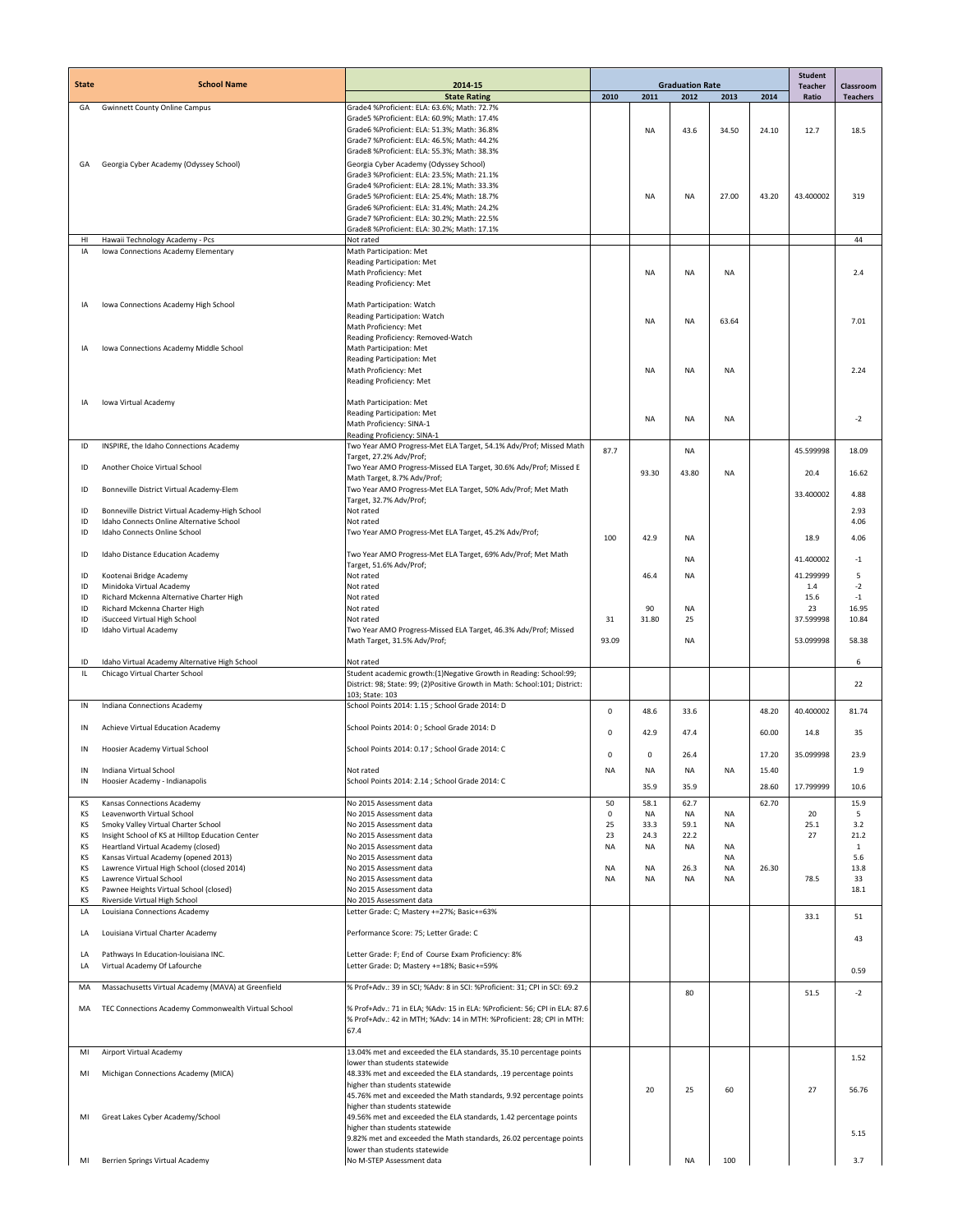| State | School Name | 2014-15 State Rating | Graduation Rate 2010 | 2011 | 2012 | 2013 | 2014 | Student Teacher Ratio | Classroom Teachers |
|---|---|---|---|---|---|---|---|---|---|
| GA | Gwinnett County Online Campus | Grade4 %Proficient: ELA: 63.6%; Math: 72.7% Grade5 %Proficient: ELA: 60.9%; Math: 17.4% Grade6 %Proficient: ELA: 51.3%; Math: 36.8% Grade7 %Proficient: ELA: 46.5%; Math: 44.2% Grade8 %Proficient: ELA: 55.3%; Math: 38.3% | | NA | 43.6 | 34.50 | 24.10 | 12.7 | 18.5 |
| GA | Georgia Cyber Academy (Odyssey School) | Georgia Cyber Academy (Odyssey School) Grade3 %Proficient: ELA: 23.5%; Math: 21.1% Grade4 %Proficient: ELA: 28.1%; Math: 33.3% Grade5 %Proficient: ELA: 25.4%; Math: 18.7% Grade6 %Proficient: ELA: 31.4%; Math: 24.2% Grade7 %Proficient: ELA: 30.2%; Math: 22.5% Grade8 %Proficient: ELA: 30.2%; Math: 17.1% | | NA | NA | 27.00 | 43.20 | 43.400002 | 319 |
| HI | Hawaii Technology Academy - Pcs | Not rated | | | | | | | 44 |
| IA | Iowa Connections Academy Elementary | Math Participation: Met Reading Participation: Met Math Proficiency: Met Reading Proficiency: Met | | NA | NA | NA | | | 2.4 |
| IA | Iowa Connections Academy High School | Math Participation: Watch Reading Participation: Watch Math Proficiency: Met Reading Proficiency: Removed-Watch | | NA | NA | 63.64 | | | 7.01 |
| IA | Iowa Connections Academy Middle School | Math Participation: Met Reading Participation: Met Math Proficiency: Met Reading Proficiency: Met | | NA | NA | NA | | | 2.24 |
| IA | Iowa Virtual Academy | Math Participation: Met Reading Participation: Met Math Proficiency: SINA-1 Reading Proficiency: SINA-1 | | NA | NA | NA | | | -2 |
| ID | INSPIRE, the Idaho Connections Academy | Two Year AMO Progress-Met ELA Target, 54.1% Adv/Prof; Missed Math Target, 27.2% Adv/Prof; | 87.7 | | NA | | | 45.599998 | 18.09 |
| ID | Another Choice Virtual School | Two Year AMO Progress-Missed ELA Target, 30.6% Adv/Prof; Missed E Math Target, 8.7% Adv/Prof; | | 93.30 | 43.80 | NA | | 20.4 | 16.62 |
| ID | Bonneville District Virtual Academy-Elem | Two Year AMO Progress-Met ELA Target, 50% Adv/Prof; Met Math Target, 32.7% Adv/Prof; | | | | | | 33.400002 | 4.88 |
| ID | Bonneville District Virtual Academy-High School | Not rated | | | | | | | 2.93 |
| ID | Idaho Connects Online Alternative School | Not rated | | | | | | | 4.06 |
| ID | Idaho Connects Online School | Two Year AMO Progress-Met ELA Target, 45.2% Adv/Prof; | 100 | 42.9 | NA | | | 18.9 | 4.06 |
| ID | Idaho Distance Education Academy | Two Year AMO Progress-Met ELA Target, 69% Adv/Prof; Met Math Target, 51.6% Adv/Prof; | | | NA | | | 41.400002 | -1 |
| ID | Kootenai Bridge Academy | Not rated | | 46.4 | NA | | | 41.299999 | 5 |
| ID | Minidoka Virtual Academy | Not rated | | | | | | 1.4 | -2 |
| ID | Richard Mckenna Alternative Charter High | Not rated | | | | | | 15.6 | -1 |
| ID | Richard Mckenna Charter High | Not rated | | 90 | NA | | | 23 | 16.95 |
| ID | iSucceed Virtual High School | Not rated | 31 | 31.80 | 25 | | | 37.599998 | 10.84 |
| ID | Idaho Virtual Academy | Two Year AMO Progress-Missed ELA Target, 46.3% Adv/Prof; Missed Math Target, 31.5% Adv/Prof; | 93.09 | | NA | | | 53.099998 | 58.38 |
| ID | Idaho Virtual Academy Alternative High School | Not rated | | | | | | | 6 |
| IL | Chicago Virtual Charter School | Student academic growth:(1)Negative Growth in Reading: School:99; District: 98; State: 99; (2)Positive Growth in Math: School:101; District: 103; State: 103 | | | | | | | 22 |
| IN | Indiana Connections Academy | School Points 2014: 1.15 ; School Grade 2014: D | 0 | 48.6 | 33.6 | | 48.20 | 40.400002 | 81.74 |
| IN | Achieve Virtual Education Academy | School Points 2014: 0 ; School Grade 2014: D | 0 | 42.9 | 47.4 | | 60.00 | 14.8 | 35 |
| IN | Hoosier Academy Virtual School | School Points 2014: 0.17 ; School Grade 2014: C | 0 | 0 | 26.4 | | 17.20 | 35.099998 | 23.9 |
| IN | Indiana Virtual School | Not rated | NA | NA | NA | NA | 15.40 | | 1.9 |
| IN | Hoosier Academy - Indianapolis | School Points 2014: 2.14 ; School Grade 2014: C | | 35.9 | 35.9 | | 28.60 | 17.799999 | 10.6 |
| KS | Kansas Connections Academy | No 2015 Assessment data | 50 | 58.1 | 62.7 | | 62.70 | | 15.9 |
| KS | Leavenworth Virtual School | No 2015 Assessment data | 0 | NA | NA | NA | | 20 | 5 |
| KS | Smoky Valley Virtual Charter School | No 2015 Assessment data | 25 | 33.3 | 59.1 | NA | | 25.1 | 3.2 |
| KS | Insight School of KS at Hilltop Education Center | No 2015 Assessment data | 23 | 24.3 | 22.2 | | | 27 | 21.2 |
| KS | Heartland Virtual Academy (closed) | No 2015 Assessment data | NA | NA | NA | NA | | | 1 |
| KS | Kansas Virtual Academy (opened 2013) | No 2015 Assessment data | | | | NA | | | 5.6 |
| KS | Lawrence Virtual High School (closed 2014) | No 2015 Assessment data | NA | NA | 26.3 | NA | 26.30 | | 13.8 |
| KS | Lawrence Virtual School | No 2015 Assessment data | NA | NA | NA | NA | | 78.5 | 33 |
| KS | Pawnee Heights Virtual School (closed) | No 2015 Assessment data | | | | | | | 18.1 |
| KS | Riverside Virtual High School | No 2015 Assessment data | | | | | | | |
| LA | Louisiana Connections Academy | Letter Grade: C; Mastery +=27%; Basic+=63% | | | | | | 33.1 | 51 |
| LA | Louisiana Virtual Charter Academy | Performance Score: 75; Letter Grade: C | | | | | | | 43 |
| LA | Pathways In Education-louisiana INC. | Letter Grade: F; End of Course Exam Proficiency: 8% | | | | | | | |
| LA | Virtual Academy Of Lafourche | Letter Grade: D; Mastery +=18%; Basic+=59% | | | | | | | 0.59 |
| MA | Massachusetts Virtual Academy (MAVA) at Greenfield | % Prof+Adv.: 39 in SCI; %Adv: 8 in SCI: %Proficient: 31; CPI in SCI: 69.2 | | | 80 | | | 51.5 | -2 |
| MA | TEC Connections Academy Commonwealth Virtual School | % Prof+Adv.: 71 in ELA; %Adv: 15 in ELA: %Proficient: 56; CPI in ELA: 87.6 % Prof+Adv.: 42 in MTH; %Adv: 14 in MTH: %Proficient: 28; CPI in MTH: 67.4 | | | | | | | |
| MI | Airport Virtual Academy | 13.04% met and exceeded the ELA standards, 35.10 percentage points lower than students statewide | | | | | | | 1.52 |
| MI | Michigan Connections Academy (MICA) | 48.33% met and exceeded the ELA standards, .19 percentage points higher than students statewide 45.76% met and exceeded the Math standards, 9.92 percentage points higher than students statewide | | 20 | 25 | 60 | | 27 | 56.76 |
| MI | Great Lakes Cyber Academy/School | 49.56% met and exceeded the ELA standards, 1.42 percentage points higher than students statewide 9.82% met and exceeded the Math standards, 26.02 percentage points lower than students statewide | | | | | | | 5.15 |
| MI | Berrien Springs Virtual Academy | No M-STEP Assessment data | | | NA | 100 | | | 3.7 |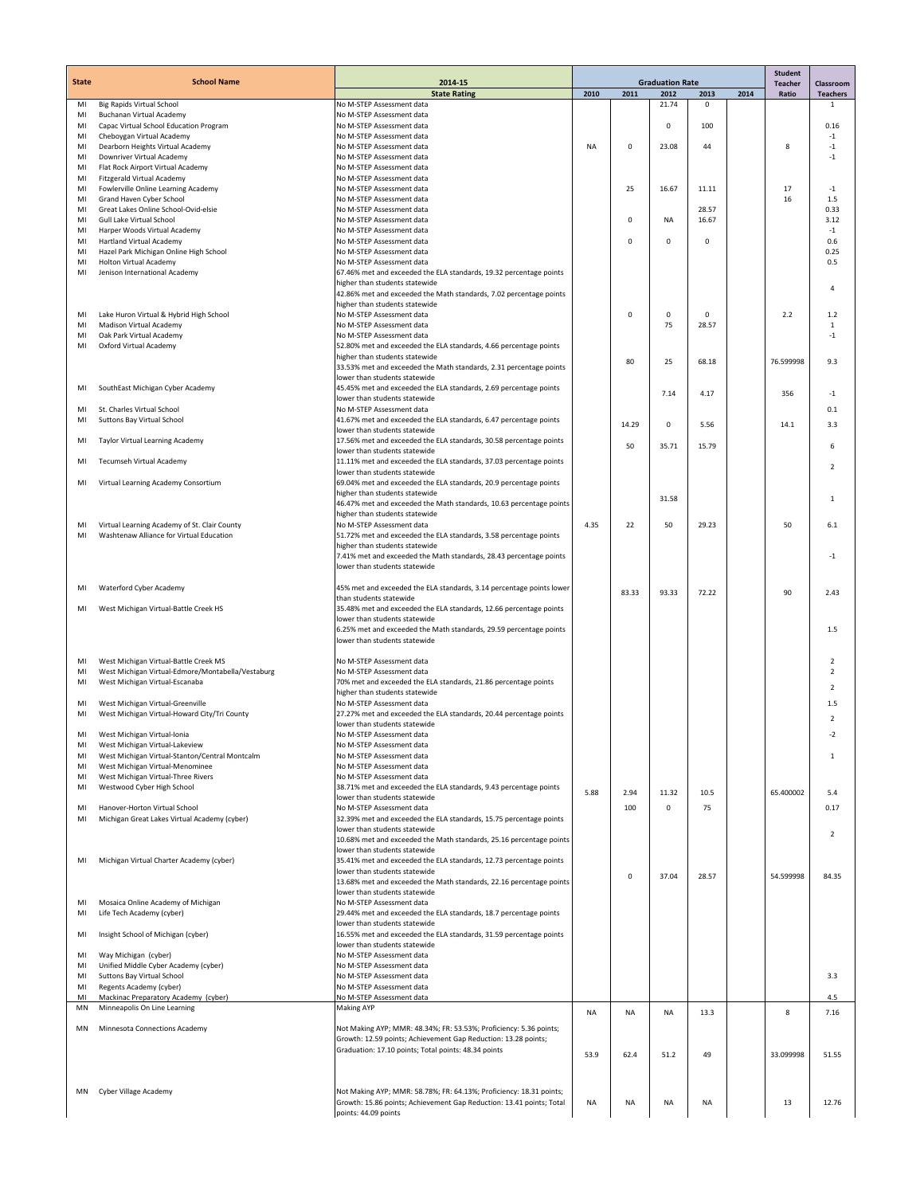| State | School Name | 2014-15 | Graduation Rate | | | | | Student Teacher | Classroom |
|---|---|---|---|---|---|---|---|---|---|
| | | State Rating | 2010 | 2011 | 2012 | 2013 | 2014 | Ratio | Teachers |
| MI | Big Rapids Virtual School | No M-STEP Assessment data | | | 21.74 | 0 | | | 1 |
| MI | Buchanan Virtual Academy | No M-STEP Assessment data | | | | | | | |
| MI | Capac Virtual School Education Program | No M-STEP Assessment data | | | 0 | 100 | | | 0.16 |
| MI | Cheboygan Virtual Academy | No M-STEP Assessment data | | | | | | | -1 |
| MI | Dearborn Heights Virtual Academy | No M-STEP Assessment data | NA | 0 | 23.08 | 44 | | 8 | -1 |
| MI | Downriver Virtual Academy | No M-STEP Assessment data | | | | | | | -1 |
| MI | Flat Rock Airport Virtual Academy | No M-STEP Assessment data | | | | | | | |
| MI | Fitzgerald Virtual Academy | No M-STEP Assessment data | | | | | | | |
| MI | Fowlerville Online Learning Academy | No M-STEP Assessment data | | 25 | 16.67 | 11.11 | | 17 | -1 |
| MI | Grand Haven Cyber School | No M-STEP Assessment data | | | | | | 16 | 1.5 |
| MI | Great Lakes Online School-Ovid-elsie | No M-STEP Assessment data | | | | 28.57 | | | 0.33 |
| MI | Gull Lake Virtual School | No M-STEP Assessment data | | 0 | NA | 16.67 | | | 3.12 |
| MI | Harper Woods Virtual Academy | No M-STEP Assessment data | | | | | | | -1 |
| MI | Hartland Virtual Academy | No M-STEP Assessment data | | 0 | 0 | 0 | | | 0.6 |
| MI | Hazel Park Michigan Online High School | No M-STEP Assessment data | | | | | | | 0.25 |
| MI | Holton Virtual Academy | No M-STEP Assessment data | | | | | | | 0.5 |
| MI | Jenison International Academy | 67.46% met and exceeded the ELA standards, 19.32 percentage points higher than students statewide 42.86% met and exceeded the Math standards, 7.02 percentage points higher than students statewide | | | | | | | 4 |
| MI | Lake Huron Virtual & Hybrid High School | No M-STEP Assessment data | | 0 | 0 | 0 | | 2.2 | 1.2 |
| MI | Madison Virtual Academy | No M-STEP Assessment data | | | 75 | 28.57 | | | 1 |
| MI | Oak Park Virtual Academy | No M-STEP Assessment data | | | | | | | -1 |
| MI | Oxford Virtual Academy | 52.80% met and exceeded the ELA standards, 4.66 percentage points higher than students statewide 33.53% met and exceeded the Math standards, 2.31 percentage points lower than students statewide | | 80 | 25 | 68.18 | | 76.599998 | 9.3 |
| MI | SouthEast Michigan Cyber Academy | 45.45% met and exceeded the ELA standards, 2.69 percentage points lower than students statewide | | | 7.14 | 4.17 | | 356 | -1 |
| MI | St. Charles Virtual School | No M-STEP Assessment data | | | | | | | 0.1 |
| MI | Suttons Bay Virtual School | 41.67% met and exceeded the ELA standards, 6.47 percentage points lower than students statewide | | 14.29 | 0 | 5.56 | | 14.1 | 3.3 |
| MI | Taylor Virtual Learning Academy | 17.56% met and exceeded the ELA standards, 30.58 percentage points lower than students statewide | | 50 | 35.71 | 15.79 | | | 6 |
| MI | Tecumseh Virtual Academy | 11.11% met and exceeded the ELA standards, 37.03 percentage points lower than students statewide | | | | | | | 2 |
| MI | Virtual Learning Academy Consortium | 69.04% met and exceeded the ELA standards, 20.9 percentage points higher than students statewide 46.47% met and exceeded the Math standards, 10.63 percentage points higher than students statewide | | | 31.58 | | | | 1 |
| MI | Virtual Learning Academy of St. Clair County | No M-STEP Assessment data | 4.35 | 22 | 50 | 29.23 | | 50 | 6.1 |
| MI | Washtenaw Alliance for Virtual Education | 51.72% met and exceeded the ELA standards, 3.58 percentage points higher than students statewide 7.41% met and exceeded the Math standards, 28.43 percentage points lower than students statewide | | | | | | | -1 |
| MI | Waterford Cyber Academy | 45% met and exceeded the ELA standards, 3.14 percentage points lower than students statewide | | 83.33 | 93.33 | 72.22 | | 90 | 2.43 |
| MI | West Michigan Virtual-Battle Creek HS | 35.48% met and exceeded the ELA standards, 12.66 percentage points lower than students statewide 6.25% met and exceeded the Math standards, 29.59 percentage points lower than students statewide | | | | | | | 1.5 |
| MI | West Michigan Virtual-Battle Creek MS | No M-STEP Assessment data | | | | | | | 2 |
| MI | West Michigan Virtual-Edmore/Montabella/Vestaburg | No M-STEP Assessment data | | | | | | | 2 |
| MI | West Michigan Virtual-Escanaba | 70% met and exceeded the ELA standards, 21.86 percentage points higher than students statewide | | | | | | | 2 |
| MI | West Michigan Virtual-Greenville | No M-STEP Assessment data | | | | | | | 1.5 |
| MI | West Michigan Virtual-Howard City/Tri County | 27.27% met and exceeded the ELA standards, 20.44 percentage points lower than students statewide | | | | | | | 2 |
| MI | West Michigan Virtual-Ionia | No M-STEP Assessment data | | | | | | | -2 |
| MI | West Michigan Virtual-Lakeview | No M-STEP Assessment data | | | | | | | |
| MI | West Michigan Virtual-Stanton/Central Montcalm | No M-STEP Assessment data | | | | | | | 1 |
| MI | West Michigan Virtual-Menominee | No M-STEP Assessment data | | | | | | | |
| MI | West Michigan Virtual-Three Rivers | No M-STEP Assessment data | | | | | | | |
| MI | Westwood Cyber High School | 38.71% met and exceeded the ELA standards, 9.43 percentage points lower than students statewide | 5.88 | 2.94 | 11.32 | 10.5 | | 65.400002 | 5.4 |
| MI | Hanover-Horton Virtual School | No M-STEP Assessment data | | 100 | 0 | 75 | | | 0.17 |
| MI | Michigan Great Lakes Virtual Academy (cyber) | 32.39% met and exceeded the ELA standards, 15.75 percentage points lower than students statewide 10.68% met and exceeded the Math standards, 25.16 percentage points lower than students statewide | | | | | | | 2 |
| MI | Michigan Virtual Charter Academy (cyber) | 35.41% met and exceeded the ELA standards, 12.73 percentage points lower than students statewide 13.68% met and exceeded the Math standards, 22.16 percentage points lower than students statewide | | 0 | 37.04 | 28.57 | | 54.599998 | 84.35 |
| MI | Mosaica Online Academy of Michigan | No M-STEP Assessment data | | | | | | | |
| MI | Life Tech Academy (cyber) | 29.44% met and exceeded the ELA standards, 18.7 percentage points lower than students statewide | | | | | | | |
| MI | Insight School of Michigan (cyber) | 16.55% met and exceeded the ELA standards, 31.59 percentage points lower than students statewide | | | | | | | |
| MI | Way Michigan (cyber) | No M-STEP Assessment data | | | | | | | |
| MI | Unified Middle Cyber Academy (cyber) | No M-STEP Assessment data | | | | | | | |
| MI | Suttons Bay Virtual School | No M-STEP Assessment data | | | | | | | 3.3 |
| MI | Regents Academy (cyber) | No M-STEP Assessment data | | | | | | | |
| MI | Mackinac Preparatory Academy (cyber) | No M-STEP Assessment data | | | | | | | 4.5 |
| MN | Minneapolis On Line Learning | Making AYP | NA | NA | NA | 13.3 | | 8 | 7.16 |
| MN | Minnesota Connections Academy | Not Making AYP; MMR: 48.34%; FR: 53.53%; Proficiency: 5.36 points; Growth: 12.59 points; Achievement Gap Reduction: 13.28 points; Graduation: 17.10 points; Total points: 48.34 points | 53.9 | 62.4 | 51.2 | 49 | | 33.099998 | 51.55 |
| MN | Cyber Village Academy | Not Making AYP; MMR: 58.78%; FR: 64.13%; Proficiency: 18.31 points; Growth: 15.86 points; Achievement Gap Reduction: 13.41 points; Total points: 44.09 points | NA | NA | NA | NA | | 13 | 12.76 |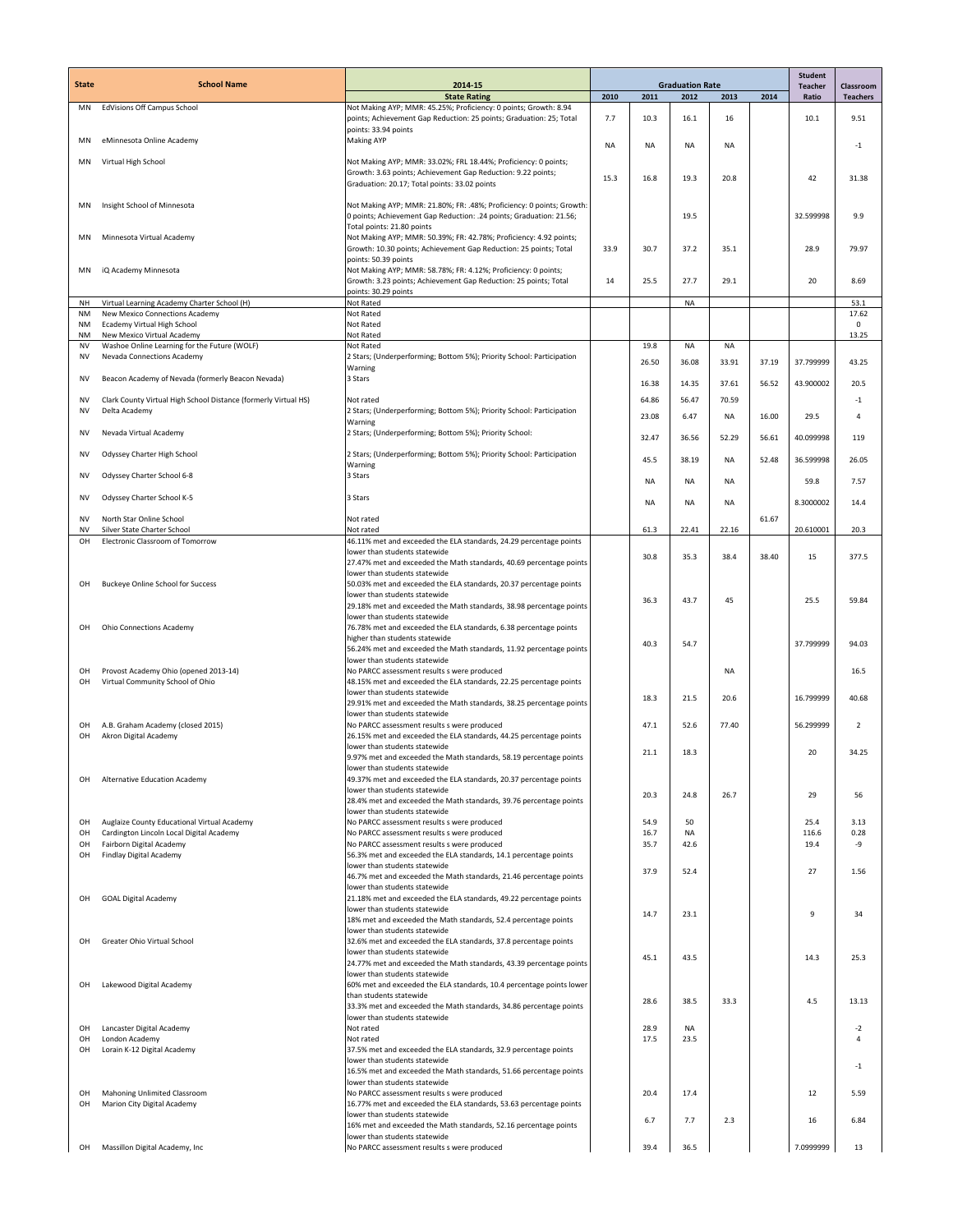| State | School Name | 2014-15 State Rating | Graduation Rate 2010 | 2011 | 2012 | 2013 | 2014 | Student Teacher Ratio | Classroom Teachers |
|---|---|---|---|---|---|---|---|---|---|
| MN | EdVisions Off Campus School | Not Making AYP; MMR: 45.25%; Proficiency: 0 points; Growth: 8.94 points; Achievement Gap Reduction: 25 points; Graduation: 25; Total points: 33.94 points | 7.7 | 10.3 | 16.1 | 16 | | 10.1 | 9.51 |
| MN | eMinnesota Online Academy | Making AYP | NA | NA | NA | NA | | | -1 |
| MN | Virtual High School | Not Making AYP; MMR: 33.02%; FRL 18.44%; Proficiency: 0 points; Growth: 3.63 points; Achievement Gap Reduction: 9.22 points; Graduation: 20.17; Total points: 33.02 points | 15.3 | 16.8 | 19.3 | 20.8 | | 42 | 31.38 |
| MN | Insight School of Minnesota | Not Making AYP; MMR: 21.80%; FR: .48%; Proficiency: 0 points; Growth: 0 points; Achievement Gap Reduction: .24 points; Graduation: 21.56; Total points: 21.80 points | | | 19.5 | | | 32.599998 | 9.9 |
| MN | Minnesota Virtual Academy | Not Making AYP; MMR: 50.39%; FR: 42.78%; Proficiency: 4.92 points; Growth: 10.30 points; Achievement Gap Reduction: 25 points; Total points: 50.39 points | 33.9 | 30.7 | 37.2 | 35.1 | | 28.9 | 79.97 |
| MN | iQ Academy Minnesota | Not Making AYP; MMR: 58.78%; FR: 4.12%; Proficiency: 0 points; Growth: 3.23 points; Achievement Gap Reduction: 25 points; Total points: 30.29 points | 14 | 25.5 | 27.7 | 29.1 | | 20 | 8.69 |
| NH | Virtual Learning Academy Charter School (H) | Not Rated | | | NA | | | | 53.1 |
| NM | New Mexico Connections Academy | Not Rated | | | | | | | 17.62 |
| NM | Ecademy Virtual High School | Not Rated | | | | | | | 0 |
| NM | New Mexico Virtual Academy | Not Rated | | | | | | | 13.25 |
| NV | Washoe Online Learning for the Future (WOLF) | Not Rated | | 19.8 | NA | NA | | | |
| NV | Nevada Connections Academy | 2 Stars; (Underperforming; Bottom 5%); Priority School: Participation Warning | | 26.50 | 36.08 | 33.91 | 37.19 | 37.799999 | 43.25 |
| NV | Beacon Academy of Nevada (formerly Beacon Nevada) | 3 Stars | | 16.38 | 14.35 | 37.61 | 56.52 | 43.900002 | 20.5 |
| NV | Clark County Virtual High School Distance (formerly Virtual HS) | Not rated | | 64.86 | 56.47 | 70.59 | | | -1 |
| NV | Delta Academy | 2 Stars; (Underperforming; Bottom 5%); Priority School: Participation Warning | | 23.08 | 6.47 | NA | 16.00 | 29.5 | 4 |
| NV | Nevada Virtual Academy | 2 Stars; (Underperforming; Bottom 5%); Priority School: | | 32.47 | 36.56 | 52.29 | 56.61 | 40.099998 | 119 |
| NV | Odyssey Charter High School | 2 Stars; (Underperforming; Bottom 5%); Priority School: Participation Warning | | 45.5 | 38.19 | NA | 52.48 | 36.599998 | 26.05 |
| NV | Odyssey Charter School 6-8 | 3 Stars | | NA | NA | NA | | 59.8 | 7.57 |
| NV | Odyssey Charter School K-5 | 3 Stars | | NA | NA | NA | | 8.3000002 | 14.4 |
| NV | North Star Online School | Not rated | | | | | 61.67 | | |
| NV | Silver State Charter School | Not rated | | 61.3 | 22.41 | 22.16 | | 20.610001 | 20.3 |
| OH | Electronic Classroom of Tomorrow | 46.11% met and exceeded the ELA standards, 24.29 percentage points lower than students statewide 27.47% met and exceeded the Math standards, 40.69 percentage points lower than students statewide | | 30.8 | 35.3 | 38.4 | 38.40 | 15 | 377.5 |
| OH | Buckeye Online School for Success | 50.03% met and exceeded the ELA standards, 20.37 percentage points lower than students statewide 29.18% met and exceeded the Math standards, 38.98 percentage points lower than students statewide | | 36.3 | 43.7 | 45 | | 25.5 | 59.84 |
| OH | Ohio Connections Academy | 76.78% met and exceeded the ELA standards, 6.38 percentage points higher than students statewide 56.24% met and exceeded the Math standards, 11.92 percentage points lower than students statewide | | 40.3 | 54.7 | | | 37.799999 | 94.03 |
| OH | Provost Academy Ohio (opened 2013-14) | No PARCC assessment results s were produced | | | | NA | | | 16.5 |
| OH | Virtual Community School of Ohio | 48.15% met and exceeded the ELA standards, 22.25 percentage points lower than students statewide 29.91% met and exceeded the Math standards, 38.25 percentage points lower than students statewide | | 18.3 | 21.5 | 20.6 | | 16.799999 | 40.68 |
| OH | A.B. Graham Academy (closed 2015) | No PARCC assessment results s were produced | | 47.1 | 52.6 | 77.40 | | 56.299999 | 2 |
| OH | Akron Digital Academy | 26.15% met and exceeded the ELA standards, 44.25 percentage points lower than students statewide 9.97% met and exceeded the Math standards, 58.19 percentage points lower than students statewide | | 21.1 | 18.3 | | | 20 | 34.25 |
| OH | Alternative Education Academy | 49.37% met and exceeded the ELA standards, 20.37 percentage points lower than students statewide 28.4% met and exceeded the Math standards, 39.76 percentage points lower than students statewide | | 20.3 | 24.8 | 26.7 | | 29 | 56 |
| OH | Auglaize County Educational Virtual Academy | No PARCC assessment results s were produced | | 54.9 | 50 | | | 25.4 | 3.13 |
| OH | Cardington Lincoln Local Digital Academy | No PARCC assessment results s were produced | | 16.7 | NA | | | 116.6 | 0.28 |
| OH | Fairborn Digital Academy | No PARCC assessment results s were produced | | 35.7 | 42.6 | | | 19.4 | -9 |
| OH | Findlay Digital Academy | 56.3% met and exceeded the ELA standards, 14.1 percentage points lower than students statewide 46.7% met and exceeded the Math standards, 21.46 percentage points lower than students statewide | | 37.9 | 52.4 | | | 27 | 1.56 |
| OH | GOAL Digital Academy | 21.18% met and exceeded the ELA standards, 49.22 percentage points lower than students statewide 18% met and exceeded the Math standards, 52.4 percentage points lower than students statewide | | 14.7 | 23.1 | | | 9 | 34 |
| OH | Greater Ohio Virtual School | 32.6% met and exceeded the ELA standards, 37.8 percentage points lower than students statewide 24.77% met and exceeded the Math standards, 43.39 percentage points lower than students statewide | | 45.1 | 43.5 | | | 14.3 | 25.3 |
| OH | Lakewood Digital Academy | 60% met and exceeded the ELA standards, 10.4 percentage points lower than students statewide 33.3% met and exceeded the Math standards, 34.86 percentage points lower than students statewide | | 28.6 | 38.5 | 33.3 | | 4.5 | 13.13 |
| OH | Lancaster Digital Academy | Not rated | | 28.9 | NA | | | | -2 |
| OH | London Academy | Not rated | | 17.5 | 23.5 | | | | 4 |
| OH | Lorain K-12 Digital Academy | 37.5% met and exceeded the ELA standards, 32.9 percentage points lower than students statewide 16.5% met and exceeded the Math standards, 51.66 percentage points lower than students statewide | | | | | | | -1 |
| OH | Mahoning Unlimited Classroom | No PARCC assessment results s were produced | | 20.4 | 17.4 | | | 12 | 5.59 |
| OH | Marion City Digital Academy | 16.77% met and exceeded the ELA standards, 53.63 percentage points lower than students statewide 16% met and exceeded the Math standards, 52.16 percentage points lower than students statewide | | 6.7 | 7.7 | 2.3 | | 16 | 6.84 |
| OH | Massillon Digital Academy, Inc | No PARCC assessment results s were produced | | 39.4 | 36.5 | | | 7.0999999 | 13 |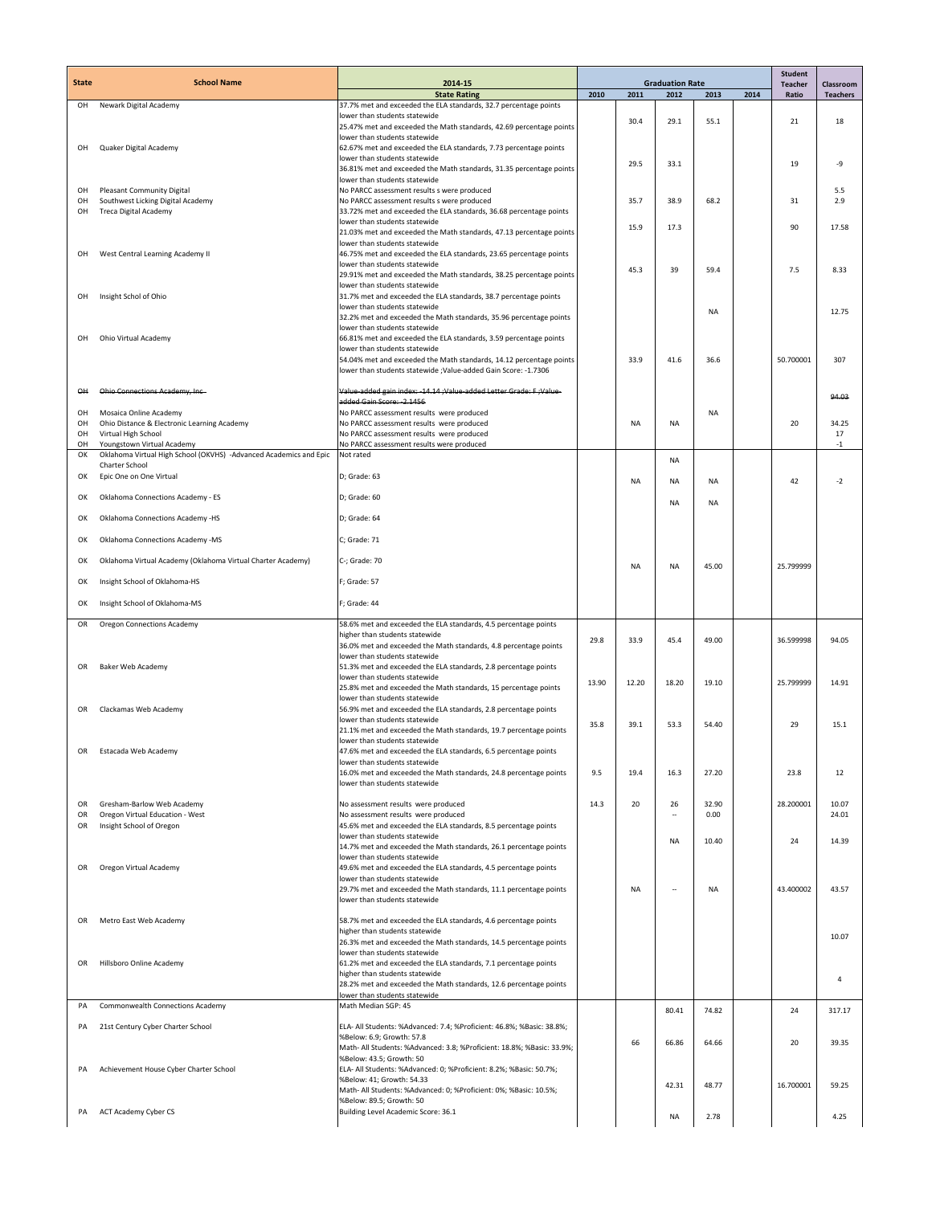| State | School Name | 2014-15 | Graduation Rate | | | | | Student Teacher | Classroom |
|---|---|---|---|---|---|---|---|---|---|
| | | State Rating | 2010 | 2011 | 2012 | 2013 | 2014 | Ratio | Teachers |
| OH | Newark Digital Academy | 37.7% met and exceeded the ELA standards, 32.7 percentage points lower than students statewide 25.47% met and exceeded the Math standards, 42.69 percentage points lower than students statewide | | 30.4 | 29.1 | 55.1 | | 21 | 18 |
| OH | Quaker Digital Academy | 62.67% met and exceeded the ELA standards, 7.73 percentage points lower than students statewide 36.81% met and exceeded the Math standards, 31.35 percentage points lower than students statewide | | 29.5 | 33.1 | | | 19 | -9 |
| OH | Pleasant Community Digital | No PARCC assessment results s were produced | | | | | | | 5.5 |
| OH | Southwest Licking Digital Academy | No PARCC assessment results s were produced | | 35.7 | 38.9 | 68.2 | | 31 | 2.9 |
| OH | Treca Digital Academy | 33.72% met and exceeded the ELA standards, 36.68 percentage points lower than students statewide 21.03% met and exceeded the Math standards, 47.13 percentage points lower than students statewide | | 15.9 | 17.3 | | | 90 | 17.58 |
| OH | West Central Learning Academy II | 46.75% met and exceeded the ELA standards, 23.65 percentage points lower than students statewide 29.91% met and exceeded the Math standards, 38.25 percentage points lower than students statewide | | 45.3 | 39 | 59.4 | | 7.5 | 8.33 |
| OH | Insight Schol of Ohio | 31.7% met and exceeded the ELA standards, 38.7 percentage points lower than students statewide 32.2% met and exceeded the Math standards, 35.96 percentage points lower than students statewide | | | | NA | | | 12.75 |
| OH | Ohio Virtual Academy | 66.81% met and exceeded the ELA standards, 3.59 percentage points lower than students statewide 54.04% met and exceeded the Math standards, 14.12 percentage points lower than students statewide ;Value-added Gain Score: -1.7306 | | 33.9 | 41.6 | 36.6 | | 50.700001 | 307 |
| ~~OH~~ | ~~Ohio Connections Academy, Inc~~ | ~~Value-added gain index: -14.14 ;Value-added Letter Grade: F ;Value-added Gain Score: -2.1456~~ | | | | | | | ~~94.03~~ |
| OH | Mosaica Online Academy | No PARCC assessment results were produced | | | | NA | | | |
| OH | Ohio Distance & Electronic Learning Academy | No PARCC assessment results were produced | | NA | NA | | | 20 | 34.25 |
| OH | Virtual High School | No PARCC assessment results were produced | | | | | | | 17 |
| OH | Youngstown Virtual Academy | No PARCC assessment results were produced | | | | | | | -1 |
| OK | Oklahoma Virtual High School (OKVHS) -Advanced Academics and Epic Charter School | Not rated | | | NA | | | | |
| OK | Epic One on One Virtual | D; Grade: 63 | | NA | NA | NA | | 42 | -2 |
| OK | Oklahoma Connections Academy - ES | D; Grade: 60 | | | NA | NA | | | |
| OK | Oklahoma Connections Academy -HS | D; Grade: 64 | | | | | | | |
| OK | Oklahoma Connections Academy -MS | C; Grade: 71 | | | | | | | |
| OK | Oklahoma Virtual Academy (Oklahoma Virtual Charter Academy) | C-; Grade: 70 | | NA | NA | 45.00 | | 25.799999 | |
| OK | Insight School of Oklahoma-HS | F; Grade: 57 | | | | | | | |
| OK | Insight School of Oklahoma-MS | F; Grade: 44 | | | | | | | |
| OR | Oregon Connections Academy | 58.6% met and exceeded the ELA standards, 4.5 percentage points higher than students statewide 36.0% met and exceeded the Math standards, 4.8 percentage points lower than students statewide | 29.8 | 33.9 | 45.4 | 49.00 | | 36.599998 | 94.05 |
| OR | Baker Web Academy | 51.3% met and exceeded the ELA standards, 2.8 percentage points lower than students statewide 25.8% met and exceeded the Math standards, 15 percentage points lower than students statewide | 13.90 | 12.20 | 18.20 | 19.10 | | 25.799999 | 14.91 |
| OR | Clackamas Web Academy | 56.9% met and exceeded the ELA standards, 2.8 percentage points lower than students statewide 21.1% met and exceeded the Math standards, 19.7 percentage points lower than students statewide | 35.8 | 39.1 | 53.3 | 54.40 | | 29 | 15.1 |
| OR | Estacada Web Academy | 47.6% met and exceeded the ELA standards, 6.5 percentage points lower than students statewide 16.0% met and exceeded the Math standards, 24.8 percentage points lower than students statewide | 9.5 | 19.4 | 16.3 | 27.20 | | 23.8 | 12 |
| OR | Gresham-Barlow Web Academy | No assessment results were produced | 14.3 | 20 | 26 | 32.90 | | 28.200001 | 10.07 |
| OR | Oregon Virtual Education - West | No assessment results were produced | | | -- | 0.00 | | | 24.01 |
| OR | Insight School of Oregon | 45.6% met and exceeded the ELA standards, 8.5 percentage points lower than students statewide 14.7% met and exceeded the Math standards, 26.1 percentage points lower than students statewide | | | NA | 10.40 | | 24 | 14.39 |
| OR | Oregon Virtual Academy | 49.6% met and exceeded the ELA standards, 4.5 percentage points lower than students statewide 29.7% met and exceeded the Math standards, 11.1 percentage points lower than students statewide | | NA | -- | NA | | 43.400002 | 43.57 |
| OR | Metro East Web Academy | 58.7% met and exceeded the ELA standards, 4.6 percentage points higher than students statewide 26.3% met and exceeded the Math standards, 14.5 percentage points lower than students statewide | | | | | | | 10.07 |
| OR | Hillsboro Online Academy | 61.2% met and exceeded the ELA standards, 7.1 percentage points higher than students statewide 28.2% met and exceeded the Math standards, 12.6 percentage points lower than students statewide | | | | | | | 4 |
| PA | Commonwealth Connections Academy | Math Median SGP: 45 | | | 80.41 | 74.82 | | 24 | 317.17 |
| PA | 21st Century Cyber Charter School | ELA- All Students: %Advanced: 7.4; %Proficient: 46.8%; %Basic: 38.8%; %Below: 6.9; Growth: 57.8 Math- All Students: %Advanced: 3.8; %Proficient: 18.8%; %Basic: 33.9%; %Below: 43.5; Growth: 50 | | 66 | 66.86 | 64.66 | | 20 | 39.35 |
| PA | Achievement House Cyber Charter School | ELA- All Students: %Advanced: 0; %Proficient: 8.2%; %Basic: 50.7%; %Below: 41; Growth: 54.33 Math- All Students: %Advanced: 0; %Proficient: 0%; %Basic: 10.5%; %Below: 89.5; Growth: 50 | | | 42.31 | 48.77 | | 16.700001 | 59.25 |
| PA | ACT Academy Cyber CS | Building Level Academic Score: 36.1 | | | NA | 2.78 | | | 4.25 |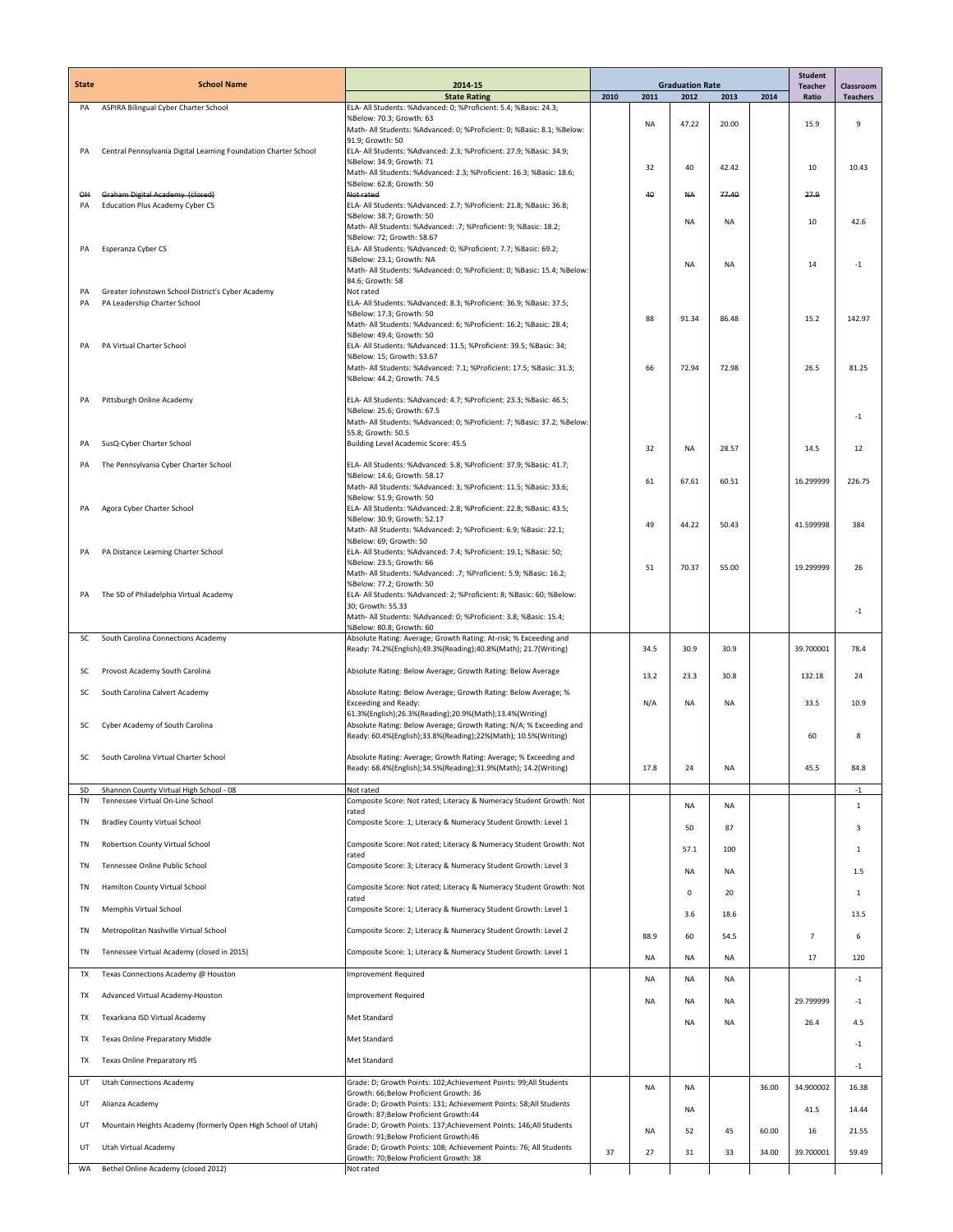| State | School Name | 2014-15 | Graduation Rate | | | | | Student Teacher Ratio | Classroom Teachers |
|---|---|---|---|---|---|---|---|---|---|
| | | State Rating | 2010 | 2011 | 2012 | 2013 | 2014 | | |
| PA | ASPIRA Bilingual Cyber Charter School | ELA- All Students: %Advanced: 0; %Proficient: 5.4; %Basic: 24.3; %Below: 70.3; Growth: 63 Math- All Students: %Advanced: 0; %Proficient: 0; %Basic: 8.1; %Below: 91.9; Growth: 50 | | NA | 47.22 | 20.00 | | 15.9 | 9 |
| PA | Central Pennsylvania Digital Learning Foundation Charter School | ELA- All Students: %Advanced: 2.3; %Proficient: 27.9; %Basic: 34.9; %Below: 34.9; Growth: 71 Math- All Students: %Advanced: 2.3; %Proficient: 16.3; %Basic: 18.6; %Below: 62.8; Growth: 50 | | 32 | 40 | 42.42 | | 10 | 10.43 |
| ~~OH~~ | ~~Graham Digital Academy (closed)~~ | ~~Not rated~~ | | ~~40~~ | ~~NA~~ | ~~77.40~~ | | ~~27.9~~ | |
| PA | Education Plus Academy Cyber CS | ELA- All Students: %Advanced: 2.7; %Proficient: 21.8; %Basic: 36.8; %Below: 38.7; Growth: 50 Math- All Students: %Advanced: .7; %Proficient: 9; %Basic: 18.2; %Below: 72; Growth: 58.67 | | | NA | NA | | 10 | 42.6 |
| PA | Esperanza Cyber CS | ELA- All Students: %Advanced: 0; %Proficient: 7.7; %Basic: 69.2; %Below: 23.1; Growth: NA Math- All Students: %Advanced: 0; %Proficient: 0; %Basic: 15.4; %Below: 84.6; Growth: 58 | | | NA | NA | | 14 | -1 |
| PA | Greater Johnstown School District's Cyber Academy | Not rated | | | | | | | |
| PA | PA Leadership Charter School | ELA- All Students: %Advanced: 8.3; %Proficient: 36.9; %Basic: 37.5; %Below: 17.3; Growth: 50 Math- All Students: %Advanced: 6; %Proficient: 16.2; %Basic: 28.4; %Below: 49.4; Growth: 50 | | 88 | 91.34 | 86.48 | | 15.2 | 142.97 |
| PA | PA Virtual Charter School | ELA- All Students: %Advanced: 11.5; %Proficient: 39.5; %Basic: 34; %Below: 15; Growth: 53.67 Math- All Students: %Advanced: 7.1; %Proficient: 17.5; %Basic: 31.3; %Below: 44.2; Growth: 74.5 | | 66 | 72.94 | 72.98 | | 26.5 | 81.25 |
| PA | Pittsburgh Online Academy | ELA- All Students: %Advanced: 4.7; %Proficient: 23.3; %Basic: 46.5; %Below: 25.6; Growth: 67.5 Math- All Students: %Advanced: 0; %Proficient: 7; %Basic: 37.2; %Below: 55.8; Growth: 50.5 | | | | | | | -1 |
| PA | SusQ-Cyber Charter School | Building Level Academic Score: 45.5 | | 32 | NA | 28.57 | | 14.5 | 12 |
| PA | The Pennsylvania Cyber Charter School | ELA- All Students: %Advanced: 5.8; %Proficient: 37.9; %Basic: 41.7; %Below: 14.6; Growth: 58.17 Math- All Students: %Advanced: 3; %Proficient: 11.5; %Basic: 33.6; %Below: 51.9; Growth: 50 | | 61 | 67.61 | 60.51 | | 16.299999 | 226.75 |
| PA | Agora Cyber Charter School | ELA- All Students: %Advanced: 2.8; %Proficient: 22.8; %Basic: 43.5; %Below: 30.9; Growth: 52.17 Math- All Students: %Advanced: 2; %Proficient: 6.9; %Basic: 22.1; %Below: 69; Growth: 50 | | 49 | 44.22 | 50.43 | | 41.599998 | 384 |
| PA | PA Distance Learning Charter School | ELA- All Students: %Advanced: 7.4; %Proficient: 19.1; %Basic: 50; %Below: 23.5; Growth: 66 Math- All Students: %Advanced: .7; %Proficient: 5.9; %Basic: 16.2; %Below: 77.2; Growth: 50 | | 51 | 70.37 | 55.00 | | 19.299999 | 26 |
| PA | The SD of Philadelphia Virtual Academy | ELA- All Students: %Advanced: 2; %Proficient: 8; %Basic: 60; %Below: 30; Growth: 55.33 Math- All Students: %Advanced: 0; %Proficient: 3.8; %Basic: 15.4; %Below: 80.8; Growth: 60 | | | | | | | -1 |
| SC | South Carolina Connections Academy | Absolute Rating: Average; Growth Rating: At-risk; % Exceeding and Ready: 74.2%(English);49.3%(Reading);40.8%(Math); 21.7(Writing) | | 34.5 | 30.9 | 30.9 | | 39.700001 | 78.4 |
| SC | Provost Academy South Carolina | Absolute Rating: Below Average; Growth Rating: Below Average | | 13.2 | 23.3 | 30.8 | | 132.18 | 24 |
| SC | South Carolina Calvert Academy | Absolute Rating: Below Average; Growth Rating: Below Average; % Exceeding and Ready: 61.3%(English);26.3%(Reading);20.9%(Math);13.4%(Writing) | | N/A | NA | NA | | 33.5 | 10.9 |
| SC | Cyber Academy of South Carolina | Absolute Rating: Below Average; Growth Rating: N/A; % Exceeding and Ready: 60.4%(English);33.8%(Reading);22%(Math); 10.5%(Writing) | | | | | | 60 | 8 |
| SC | South Carolina Virtual Charter School | Absolute Rating: Average; Growth Rating: Average; % Exceeding and Ready: 68.4%(English);34.5%(Reading);31.9%(Math); 14.2(Writing) | | 17.8 | 24 | NA | | 45.5 | 84.8 |
| SD | Shannon County Virtual High School - 08 | Not rated | | | | | | | -1 |
| TN | Tennessee Virtual On-Line School | Composite Score: Not rated; Literacy & Numeracy Student Growth: Not rated | | | NA | NA | | | 1 |
| TN | Bradley County Virtual School | Composite Score: 1; Literacy & Numeracy Student Growth: Level 1 | | | 50 | 87 | | | 3 |
| TN | Robertson County Virtual School | Composite Score: Not rated; Literacy & Numeracy Student Growth: Not rated | | | 57.1 | 100 | | | 1 |
| TN | Tennessee Online Public School | Composite Score: 3; Literacy & Numeracy Student Growth: Level 3 | | | NA | NA | | | 1.5 |
| TN | Hamilton County Virtual School | Composite Score: Not rated; Literacy & Numeracy Student Growth: Not rated | | | 0 | 20 | | | 1 |
| TN | Memphis Virtual School | Composite Score: 1; Literacy & Numeracy Student Growth: Level 1 | | | 3.6 | 18.6 | | | 13.5 |
| TN | Metropolitan Nashville Virtual School | Composite Score: 2; Literacy & Numeracy Student Growth: Level 2 | | 88.9 | 60 | 54.5 | | 7 | 6 |
| TN | Tennessee Virtual Academy (closed in 2015) | Composite Score: 1; Literacy & Numeracy Student Growth: Level 1 | | NA | NA | NA | | 17 | 120 |
| TX | Texas Connections Academy @ Houston | Improvement Required | | NA | NA | NA | | | -1 |
| TX | Advanced Virtual Academy-Houston | Improvement Required | | NA | NA | NA | | 29.799999 | -1 |
| TX | Texarkana ISD Virtual Academy | Met Standard | | | NA | NA | | 26.4 | 4.5 |
| TX | Texas Online Preparatory Middle | Met Standard | | | | | | | -1 |
| TX | Texas Online Preparatory HS | Met Standard | | | | | | | -1 |
| UT | Utah Connections Academy | Grade: D; Growth Points: 102;Achievement Points: 99;All Students Growth: 66;Below Proficient Growth: 36 | | NA | NA | | 36.00 | 34.900002 | 16.38 |
| UT | Alianza Academy | Grade: D; Growth Points: 131; Achievement Points: 58;All Students Growth: 87;Below Proficient Growth:44 | | | NA | | | 41.5 | 14.44 |
| UT | Mountain Heights Academy (formerly Open High School of Utah) | Grade: D; Growth Points: 137;Achievement Points: 146;All Students Growth: 91;Below Proficient Growth:46 | | NA | 52 | 45 | 60.00 | 16 | 21.55 |
| UT | Utah Virtual Academy | Grade: D; Growth Points: 108; Achievement Points: 76; All Students Growth: 70;Below Proficient Growth: 38 | 37 | 27 | 31 | 33 | 34.00 | 39.700001 | 59.49 |
| WA | Bethel Online Academy (closed 2012) | Not rated | | | | | | | |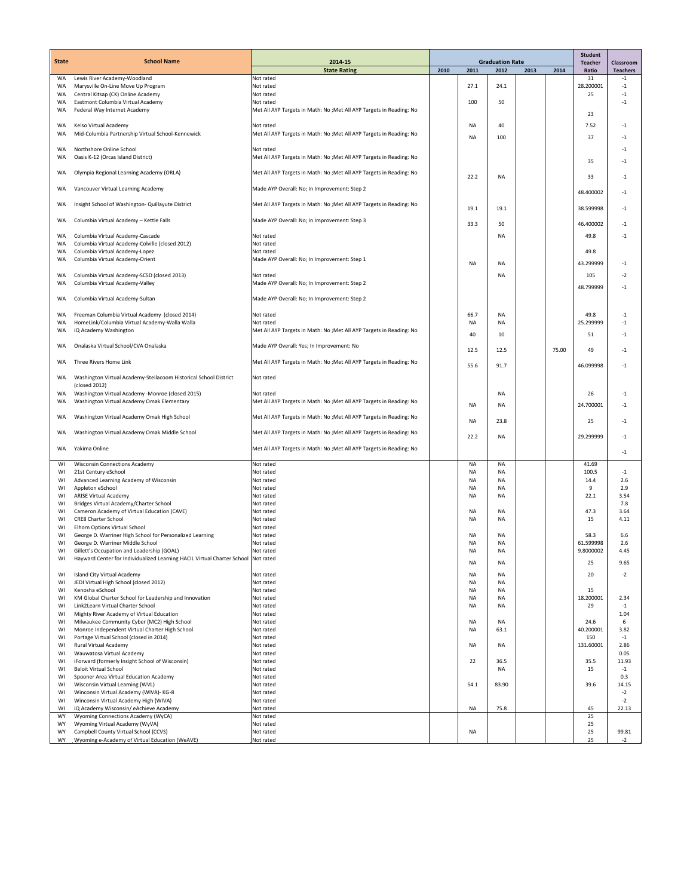| State | School Name | 2014-15 State Rating | Graduation Rate 2010 | 2011 | 2012 | 2013 | 2014 | Student Teacher Ratio | Classroom Teachers |
|---|---|---|---|---|---|---|---|---|---|
| WA | Lewis River Academy-Woodland | Not rated | | | | | | 31 | -1 |
| WA | Marysville On-Line Move Up Program | Not rated | | 27.1 | 24.1 | | | 28.200001 | -1 |
| WA | Central Kitsap (CK) Online Academy | Not rated | | | | | | 25 | -1 |
| WA | Eastmont Columbia Virtual Academy | Not rated | | 100 | 50 | | | | -1 |
| WA | Federal Way Internet Academy | Met All AYP Targets in Math: No ;Met All AYP Targets in Reading: No | | | | | | 23 | |
| WA | Kelso Virtual Academy | Not rated | | NA | 40 | | | 7.52 | -1 |
| WA | Mid-Columbia Partnership Virtual School-Kennewick | Met All AYP Targets in Math: No ;Met All AYP Targets in Reading: No | | NA | 100 | | | 37 | -1 |
| WA | Northshore Online School | Not rated | | | | | | | -1 |
| WA | Oasis K-12 (Orcas Island District) | Met All AYP Targets in Math: No ;Met All AYP Targets in Reading: No | | | | | | 35 | -1 |
| WA | Olympia Regional Learning Academy (ORLA) | Met All AYP Targets in Math: No ;Met All AYP Targets in Reading: No | | 22.2 | NA | | | 33 | -1 |
| WA | Vancouver Virtual Learning Academy | Made AYP Overall: No; In Improvement: Step 2 | | | | | | 48.400002 | -1 |
| WA | Insight School of Washington- Quillayute District | Met All AYP Targets in Math: No ;Met All AYP Targets in Reading: No | | 19.1 | 19.1 | | | 38.599998 | -1 |
| WA | Columbia Virtual Academy – Kettle Falls | Made AYP Overall: No; In Improvement: Step 3 | | 33.3 | 50 | | | 46.400002 | -1 |
| WA | Columbia Virtual Academy-Cascade | Not rated | | | NA | | | 49.8 | -1 |
| WA | Columbia Virtual Academy-Colville (closed 2012) | Not rated | | | | | | | |
| WA | Columbia Virtual Academy-Lopez | Not rated | | | | | | 49.8 | |
| WA | Columbia Virtual Academy-Orient | Made AYP Overall: No; In Improvement: Step 1 | | NA | NA | | | 43.299999 | -1 |
| WA | Columbia Virtual Academy-SCSD (closed 2013) | Not rated | | | NA | | | 105 | -2 |
| WA | Columbia Virtual Academy-Valley | Made AYP Overall: No; In Improvement: Step 2 | | | | | | 48.799999 | -1 |
| WA | Columbia Virtual Academy-Sultan | Made AYP Overall: No; In Improvement: Step 2 | | | | | | | |
| WA | Freeman Columbia Virtual Academy (closed 2014) | Not rated | | 66.7 | NA | | | 49.8 | -1 |
| WA | HomeLink/Columbia Virtual Academy-Walla Walla | Not rated | | NA | NA | | | 25.299999 | -1 |
| WA | iQ Academy Washington | Met All AYP Targets in Math: No ;Met All AYP Targets in Reading: No | | 40 | 10 | | | 51 | -1 |
| WA | Onalaska Virtual School/CVA Onalaska | Made AYP Overall: Yes; In Improvement: No | | 12.5 | 12.5 | | 75.00 | 49 | -1 |
| WA | Three Rivers Home Link | Met All AYP Targets in Math: No ;Met All AYP Targets in Reading: No | | 55.6 | 91.7 | | | 46.099998 | -1 |
| WA | Washington Virtual Academy-Steilacoom Historical School District (closed 2012) | Not rated | | | | | | | |
| WA | Washington Virtual Academy -Monroe (closed 2015) | Not rated | | | NA | | | 26 | -1 |
| WA | Washington Virtual Academy Omak Elementary | Met All AYP Targets in Math: No ;Met All AYP Targets in Reading: No | | NA | NA | | | 24.700001 | -1 |
| WA | Washington Virtual Academy Omak High School | Met All AYP Targets in Math: No ;Met All AYP Targets in Reading: No | | NA | 23.8 | | | 25 | -1 |
| WA | Washington Virtual Academy Omak Middle School | Met All AYP Targets in Math: No ;Met All AYP Targets in Reading: No | | 22.2 | NA | | | 29.299999 | -1 |
| WA | Yakima Online | Met All AYP Targets in Math: No ;Met All AYP Targets in Reading: No | | | | | | | -1 |
| WI | Wisconsin Connections Academy | Not rated | | NA | NA | | | 41.69 | |
| WI | 21st Century eSchool | Not rated | | NA | NA | | | 100.5 | -1 |
| WI | Advanced Learning Academy of Wisconsin | Not rated | | NA | NA | | | 14.4 | 2.6 |
| WI | Appleton eSchool | Not rated | | NA | NA | | | 9 | 2.9 |
| WI | ARISE Virtual Academy | Not rated | | NA | NA | | | 22.1 | 3.54 |
| WI | Bridges Virtual Academy/Charter School | Not rated | | | | | | | 7.8 |
| WI | Cameron Academy of Virtual Education (CAVE) | Not rated | | NA | NA | | | 47.3 | 3.64 |
| WI | CRE8 Charter School | Not rated | | NA | NA | | | 15 | 4.11 |
| WI | Elhorn Options Virtual School | Not rated | | | | | | | |
| WI | George D. Warriner High School for Personalized Learning | Not rated | | NA | NA | | | 58.3 | 6.6 |
| WI | George D. Warriner Middle School | Not rated | | NA | NA | | | 61.599998 | 2.6 |
| WI | Gillett's Occupation and Leadership (GOAL) | Not rated | | NA | NA | | | 9.8000002 | 4.45 |
| WI | Hayward Center for Individualized Learning HACIL Virtual Charter School | Not rated | | NA | NA | | | 25 | 9.65 |
| WI | Island City Virtual Academy | Not rated | | NA | NA | | | 20 | -2 |
| WI | JEDI Virtual High School (closed 2012) | Not rated | | NA | NA | | | | |
| WI | Kenosha eSchool | Not rated | | NA | NA | | | 15 | |
| WI | KM Global Charter School for Leadership and Innovation | Not rated | | NA | NA | | | 18.200001 | 2.34 |
| WI | Link2Learn Virtual Charter School | Not rated | | NA | NA | | | 29 | -1 |
| WI | Mighty River Academy of Virtual Education | Not rated | | | | | | | 1.04 |
| WI | Milwaukee Community Cyber (MC2) High School | Not rated | | NA | NA | | | 24.6 | 6 |
| WI | Monroe Independent Virtual Charter High School | Not rated | | NA | 63.1 | | | 40.200001 | 3.82 |
| WI | Portage Virtual School (closed in 2014) | Not rated | | | | | | 150 | -1 |
| WI | Rural Virtual Academy | Not rated | | NA | NA | | | 131.60001 | 2.86 |
| WI | Wauwatosa Virtual Academy | Not rated | | | | | | | 0.05 |
| WI | iForward (formerly Insight School of Wisconsin) | Not rated | | 22 | 36.5 | | | 35.5 | 11.93 |
| WI | Beloit Virtual School | Not rated | | | NA | | | 15 | -1 |
| WI | Spooner Area Virtual Education Academy | Not rated | | | | | | | 0.3 |
| WI | Wisconsin Virtual Learning (WVL) | Not rated | | 54.1 | 83.90 | | | 39.6 | 14.15 |
| WI | Winconsin Virtual Academy (WIVA)- KG-8 | Not rated | | | | | | | -2 |
| WI | Winconsin Virtual Academy High (WIVA) | Not rated | | | | | | | -2 |
| WI | iQ Academy Wisconsin/ eAchieve Academy | Not rated | | NA | 75.8 | | | 45 | 22.13 |
| WY | Wyoming Connections Academy (WyCA) | Not rated | | | | | | 25 | |
| WY | Wyoming Virtual Academy (WyVA) | Not rated | | | | | | 25 | |
| WY | Campbell County Virtual School (CCVS) | Not rated | | NA | | | | 25 | 99.81 |
| WY | Wyoming e-Academy of Virtual Education (WeAVE) | Not rated | | | | | | 25 | -2 |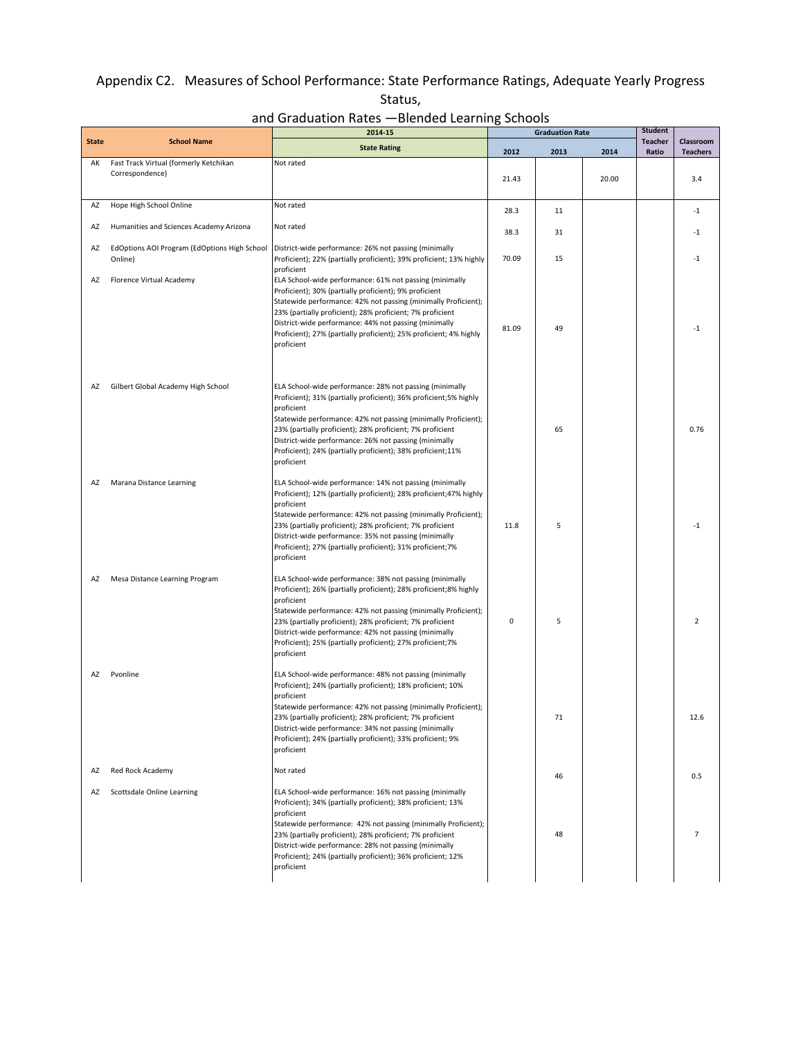## Appendix C2. Measures of School Performance: State Performance Ratings, Adequate Yearly Progress Status, and Graduation Rates —Blended Learning Schools

| State | School Name | 2014-15 | Graduation Rate | | | Student Teacher Ratio | Classroom Teachers |
|---|---|---|---|---|---|---|---|
| | | State Rating | 2012 | 2013 | 2014 | | |
| AK | Fast Track Virtual (formerly Ketchikan Correspondence) | Not rated | 21.43 | | 20.00 | | 3.4 |
| AZ | Hope High School Online | Not rated | 28.3 | 11 | | | -1 |
| AZ | Humanities and Sciences Academy Arizona | Not rated | 38.3 | 31 | | | -1 |
| AZ | EdOptions AOI Program (EdOptions High School Online) | District-wide performance: 26% not passing (minimally Proficient); 22% (partially proficient); 39% proficient; 13% highly proficient | 70.09 | 15 | | | -1 |
| AZ | Florence Virtual Academy | ELA School-wide performance: 61% not passing (minimally Proficient); 30% (partially proficient); 9% proficient Statewide performance: 42% not passing (minimally Proficient); 23% (partially proficient); 28% proficient; 7% proficient District-wide performance: 44% not passing (minimally Proficient); 27% (partially proficient); 25% proficient; 4% highly proficient | 81.09 | 49 | | | -1 |
| AZ | Gilbert Global Academy High School | ELA School-wide performance: 28% not passing (minimally Proficient); 31% (partially proficient); 36% proficient;5% highly proficient Statewide performance: 42% not passing (minimally Proficient); 23% (partially proficient); 28% proficient; 7% proficient District-wide performance: 26% not passing (minimally Proficient); 24% (partially proficient); 38% proficient;11% proficient | | 65 | | | 0.76 |
| AZ | Marana Distance Learning | ELA School-wide performance: 14% not passing (minimally Proficient); 12% (partially proficient); 28% proficient;47% highly proficient Statewide performance: 42% not passing (minimally Proficient); 23% (partially proficient); 28% proficient; 7% proficient District-wide performance: 35% not passing (minimally Proficient); 27% (partially proficient); 31% proficient;7% proficient | 11.8 | 5 | | | -1 |
| AZ | Mesa Distance Learning Program | ELA School-wide performance: 38% not passing (minimally Proficient); 26% (partially proficient); 28% proficient;8% highly proficient Statewide performance: 42% not passing (minimally Proficient); 23% (partially proficient); 28% proficient; 7% proficient District-wide performance: 42% not passing (minimally Proficient); 25% (partially proficient); 27% proficient;7% proficient | 0 | 5 | | | 2 |
| AZ | Pvonline | ELA School-wide performance: 48% not passing (minimally Proficient); 24% (partially proficient); 18% proficient; 10% proficient Statewide performance: 42% not passing (minimally Proficient); 23% (partially proficient); 28% proficient; 7% proficient District-wide performance: 34% not passing (minimally Proficient); 24% (partially proficient); 33% proficient; 9% proficient | | 71 | | | 12.6 |
| AZ | Red Rock Academy | Not rated | | 46 | | | 0.5 |
| AZ | Scottsdale Online Learning | ELA School-wide performance: 16% not passing (minimally Proficient); 34% (partially proficient); 38% proficient; 13% proficient Statewide performance: 42% not passing (minimally Proficient); 23% (partially proficient); 28% proficient; 7% proficient District-wide performance: 28% not passing (minimally Proficient); 24% (partially proficient); 36% proficient; 12% proficient | | 48 | | | 7 |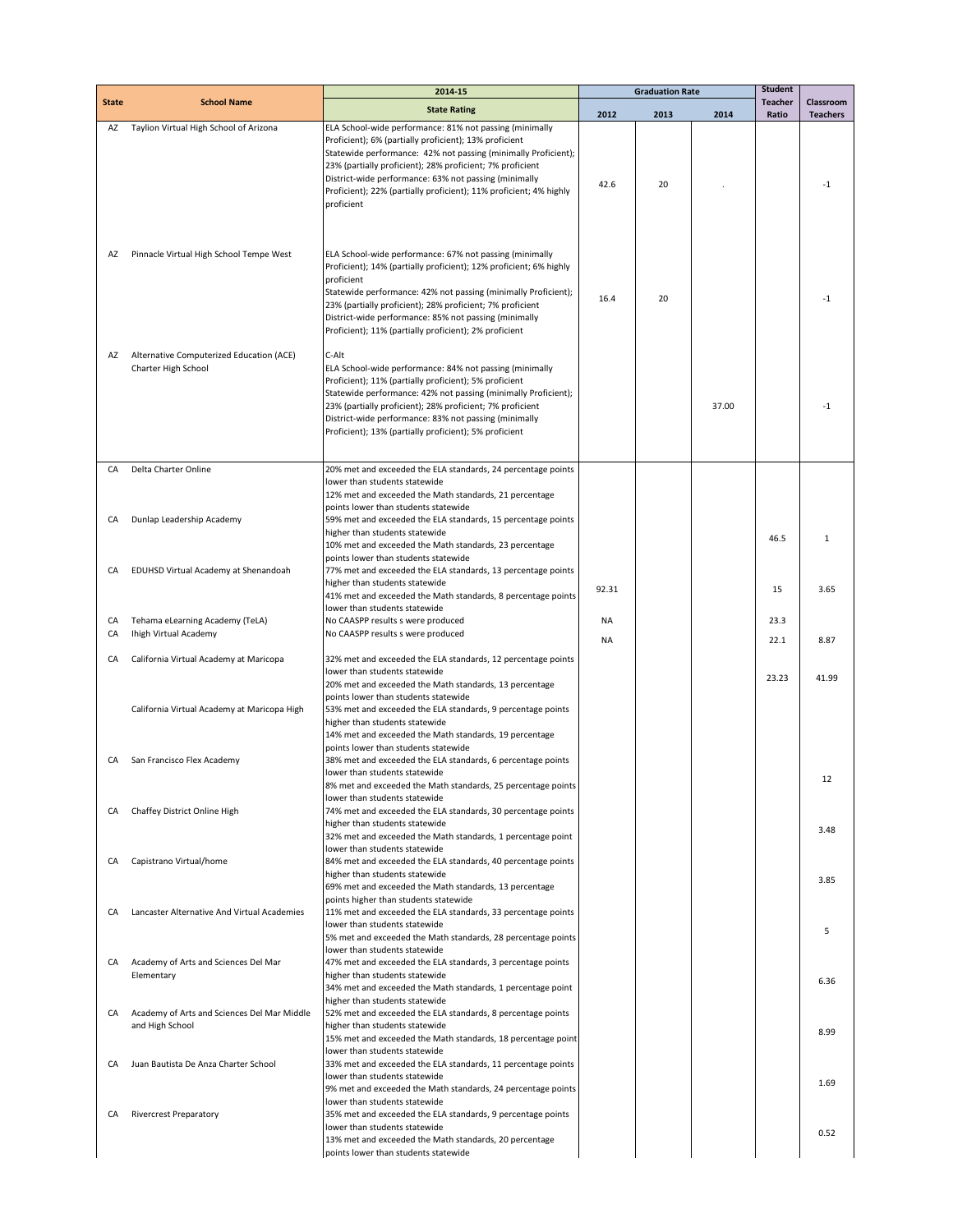| State | School Name | 2014-15 State Rating | Graduation Rate 2012 | Graduation Rate 2013 | Graduation Rate 2014 | Student Teacher Ratio | Classroom Teachers |
|---|---|---|---|---|---|---|---|
| AZ | Taylion Virtual High School of Arizona | ELA School-wide performance: 81% not passing (minimally Proficient); 6% (partially proficient); 13% proficient Statewide performance: 42% not passing (minimally Proficient); 23% (partially proficient); 28% proficient; 7% proficient District-wide performance: 63% not passing (minimally Proficient); 22% (partially proficient); 11% proficient; 4% highly proficient | 42.6 | 20 | . | | -1 |
| AZ | Pinnacle Virtual High School Tempe West | ELA School-wide performance: 67% not passing (minimally Proficient); 14% (partially proficient); 12% proficient; 6% highly proficient Statewide performance: 42% not passing (minimally Proficient); 23% (partially proficient); 28% proficient; 7% proficient District-wide performance: 85% not passing (minimally Proficient); 11% (partially proficient); 2% proficient | 16.4 | 20 | | | -1 |
| AZ | Alternative Computerized Education (ACE) Charter High School | C-Alt ELA School-wide performance: 84% not passing (minimally Proficient); 11% (partially proficient); 5% proficient Statewide performance: 42% not passing (minimally Proficient); 23% (partially proficient); 28% proficient; 7% proficient District-wide performance: 83% not passing (minimally Proficient); 13% (partially proficient); 5% proficient | | | 37.00 | | -1 |
| CA | Delta Charter Online | 20% met and exceeded the ELA standards, 24 percentage points lower than students statewide 12% met and exceeded the Math standards, 21 percentage points lower than students statewide | | | | | |
| CA | Dunlap Leadership Academy | 59% met and exceeded the ELA standards, 15 percentage points higher than students statewide 10% met and exceeded the Math standards, 23 percentage points lower than students statewide | | | | 46.5 | 1 |
| CA | EDUHSD Virtual Academy at Shenandoah | 77% met and exceeded the ELA standards, 13 percentage points higher than students statewide 41% met and exceeded the Math standards, 8 percentage points lower than students statewide | 92.31 | | | 15 | 3.65 |
| CA | Tehama eLearning Academy (TeLA) | No CAASPP results s were produced | NA | | | 23.3 | |
| CA | Ihigh Virtual Academy | No CAASPP results s were produced | NA | | | 22.1 | 8.87 |
| CA | California Virtual Academy at Maricopa | 32% met and exceeded the ELA standards, 12 percentage points lower than students statewide 20% met and exceeded the Math standards, 13 percentage points lower than students statewide | | | | 23.23 | 41.99 |
| | California Virtual Academy at Maricopa High | 53% met and exceeded the ELA standards, 9 percentage points higher than students statewide 14% met and exceeded the Math standards, 19 percentage points lower than students statewide | | | | | |
| CA | San Francisco Flex Academy | 38% met and exceeded the ELA standards, 6 percentage points lower than students statewide 8% met and exceeded the Math standards, 25 percentage points lower than students statewide | | | | | 12 |
| CA | Chaffey District Online High | 74% met and exceeded the ELA standards, 30 percentage points higher than students statewide 32% met and exceeded the Math standards, 1 percentage point lower than students statewide | | | | | 3.48 |
| CA | Capistrano Virtual/home | 84% met and exceeded the ELA standards, 40 percentage points higher than students statewide 69% met and exceeded the Math standards, 13 percentage points higher than students statewide | | | | | 3.85 |
| CA | Lancaster Alternative And Virtual Academies | 11% met and exceeded the ELA standards, 33 percentage points lower than students statewide 5% met and exceeded the Math standards, 28 percentage points lower than students statewide | | | | | 5 |
| CA | Academy of Arts and Sciences Del Mar Elementary | 47% met and exceeded the ELA standards, 3 percentage points higher than students statewide 34% met and exceeded the Math standards, 1 percentage point higher than students statewide | | | | | 6.36 |
| CA | Academy of Arts and Sciences Del Mar Middle and High School | 52% met and exceeded the ELA standards, 8 percentage points higher than students statewide 15% met and exceeded the Math standards, 18 percentage point lower than students statewide | | | | | 8.99 |
| CA | Juan Bautista De Anza Charter School | 33% met and exceeded the ELA standards, 11 percentage points lower than students statewide 9% met and exceeded the Math standards, 24 percentage points lower than students statewide | | | | | 1.69 |
| CA | Rivercrest Preparatory | 35% met and exceeded the ELA standards, 9 percentage points lower than students statewide 13% met and exceeded the Math standards, 20 percentage points lower than students statewide | | | | | 0.52 |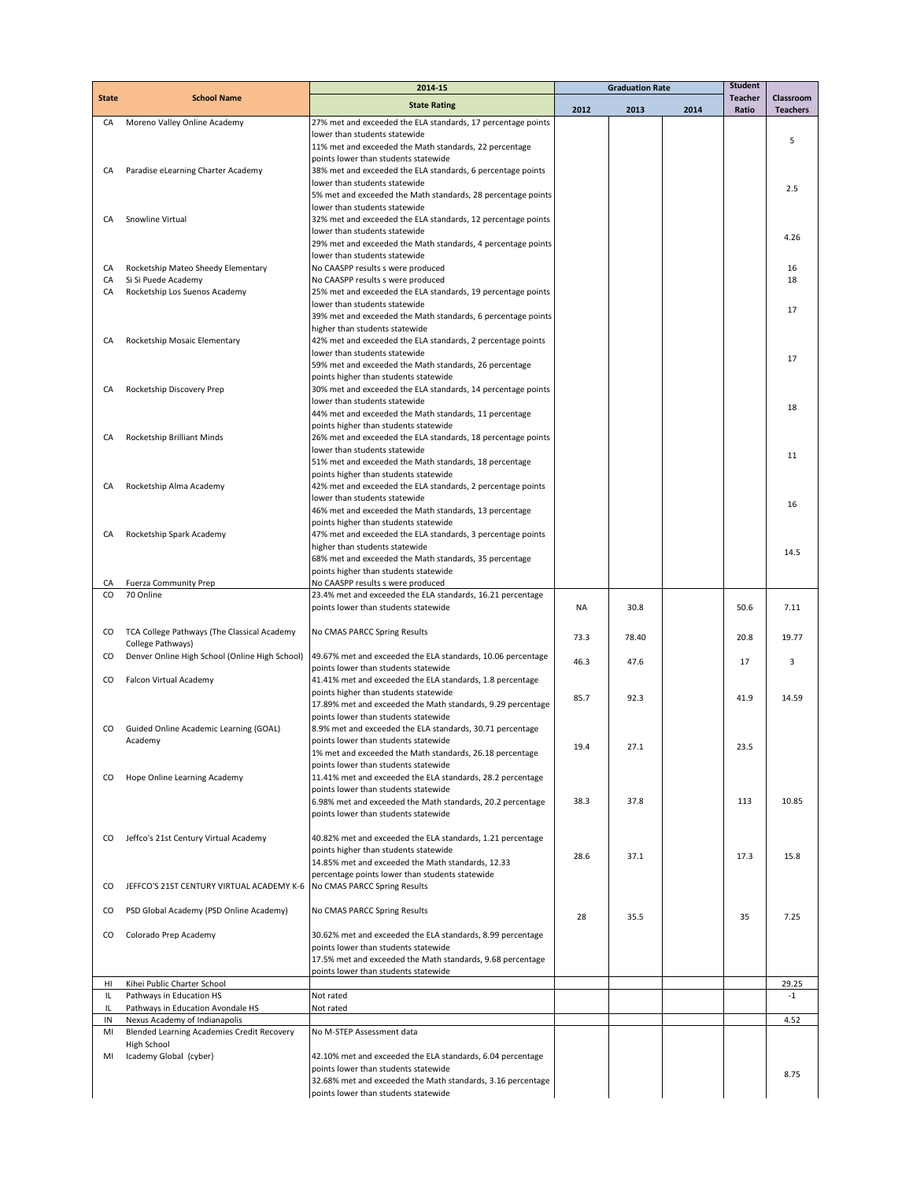| State | School Name | 2014-15 State Rating | Graduation Rate 2012 | Graduation Rate 2013 | Graduation Rate 2014 | Student Teacher Ratio | Classroom Teachers |
|---|---|---|---|---|---|---|---|
| CA | Moreno Valley Online Academy | 27% met and exceeded the ELA standards, 17 percentage points lower than students statewide 11% met and exceeded the Math standards, 22 percentage points lower than students statewide | | | | | 5 |
| CA | Paradise eLearning Charter Academy | 38% met and exceeded the ELA standards, 6 percentage points lower than students statewide 5% met and exceeded the Math standards, 28 percentage points lower than students statewide | | | | | 2.5 |
| CA | Snowline Virtual | 32% met and exceeded the ELA standards, 12 percentage points lower than students statewide 29% met and exceeded the Math standards, 4 percentage points lower than students statewide | | | | | 4.26 |
| CA | Rocketship Mateo Sheedy Elementary | No CAASPP results s were produced | | | | | 16 |
| CA | Si Si Puede Academy | No CAASPP results s were produced | | | | | 18 |
| CA | Rocketship Los Suenos Academy | 25% met and exceeded the ELA standards, 19 percentage points lower than students statewide 39% met and exceeded the Math standards, 6 percentage points higher than students statewide | | | | | 17 |
| CA | Rocketship Mosaic Elementary | 42% met and exceeded the ELA standards, 2 percentage points lower than students statewide 59% met and exceeded the Math standards, 26 percentage points higher than students statewide | | | | | 17 |
| CA | Rocketship Discovery Prep | 30% met and exceeded the ELA standards, 14 percentage points lower than students statewide 44% met and exceeded the Math standards, 11 percentage points higher than students statewide | | | | | 18 |
| CA | Rocketship Brilliant Minds | 26% met and exceeded the ELA standards, 18 percentage points lower than students statewide 51% met and exceeded the Math standards, 18 percentage points higher than students statewide | | | | | 11 |
| CA | Rocketship Alma Academy | 42% met and exceeded the ELA standards, 2 percentage points lower than students statewide 46% met and exceeded the Math standards, 13 percentage points higher than students statewide | | | | | 16 |
| CA | Rocketship Spark Academy | 47% met and exceeded the ELA standards, 3 percentage points higher than students statewide 68% met and exceeded the Math standards, 35 percentage points higher than students statewide | | | | | 14.5 |
| CA | Fuerza Community Prep | No CAASPP results s were produced | | | | | |
| CO | 70 Online | 23.4% met and exceeded the ELA standards, 16.21 percentage points lower than students statewide | NA | 30.8 | | 50.6 | 7.11 |
| CO | TCA College Pathways (The Classical Academy College Pathways) | No CMAS PARCC Spring Results | 73.3 | 78.40 | | 20.8 | 19.77 |
| CO | Denver Online High School (Online High School) | 49.67% met and exceeded the ELA standards, 10.06 percentage points lower than students statewide | 46.3 | 47.6 | | 17 | 3 |
| CO | Falcon Virtual Academy | 41.41% met and exceeded the ELA standards, 1.8 percentage points higher than students statewide 17.89% met and exceeded the Math standards, 9.29 percentage points lower than students statewide | 85.7 | 92.3 | | 41.9 | 14.59 |
| CO | Guided Online Academic Learning (GOAL) Academy | 8.9% met and exceeded the ELA standards, 30.71 percentage points lower than students statewide 1% met and exceeded the Math standards, 26.18 percentage points lower than students statewide | 19.4 | 27.1 | | 23.5 | |
| CO | Hope Online Learning Academy | 11.41% met and exceeded the ELA standards, 28.2 percentage points lower than students statewide 6.98% met and exceeded the Math standards, 20.2 percentage points lower than students statewide | 38.3 | 37.8 | | 113 | 10.85 |
| CO | Jeffco's 21st Century Virtual Academy | 40.82% met and exceeded the ELA standards, 1.21 percentage points higher than students statewide 14.85% met and exceeded the Math standards, 12.33 percentage points lower than students statewide | 28.6 | 37.1 | | 17.3 | 15.8 |
| CO | JEFFCO'S 21ST CENTURY VIRTUAL ACADEMY K-6 | No CMAS PARCC Spring Results | | | | | |
| CO | PSD Global Academy (PSD Online Academy) | No CMAS PARCC Spring Results | 28 | 35.5 | | 35 | 7.25 |
| CO | Colorado Prep Academy | 30.62% met and exceeded the ELA standards, 8.99 percentage points lower than students statewide 17.5% met and exceeded the Math standards, 9.68 percentage points lower than students statewide | | | | | |
| HI | Kihei Public Charter School | | | | | | 29.25 |
| IL | Pathways in Education HS | Not rated | | | | | -1 |
| IL | Pathways in Education Avondale HS | Not rated | | | | | |
| IN | Nexus Academy of Indianapolis | | | | | | 4.52 |
| MI | Blended Learning Academies Credit Recovery High School | No M-STEP Assessment data | | | | | |
| MI | Icademy Global (cyber) | 42.10% met and exceeded the ELA standards, 6.04 percentage points lower than students statewide 32.68% met and exceeded the Math standards, 3.16 percentage points lower than students statewide | | | | | 8.75 |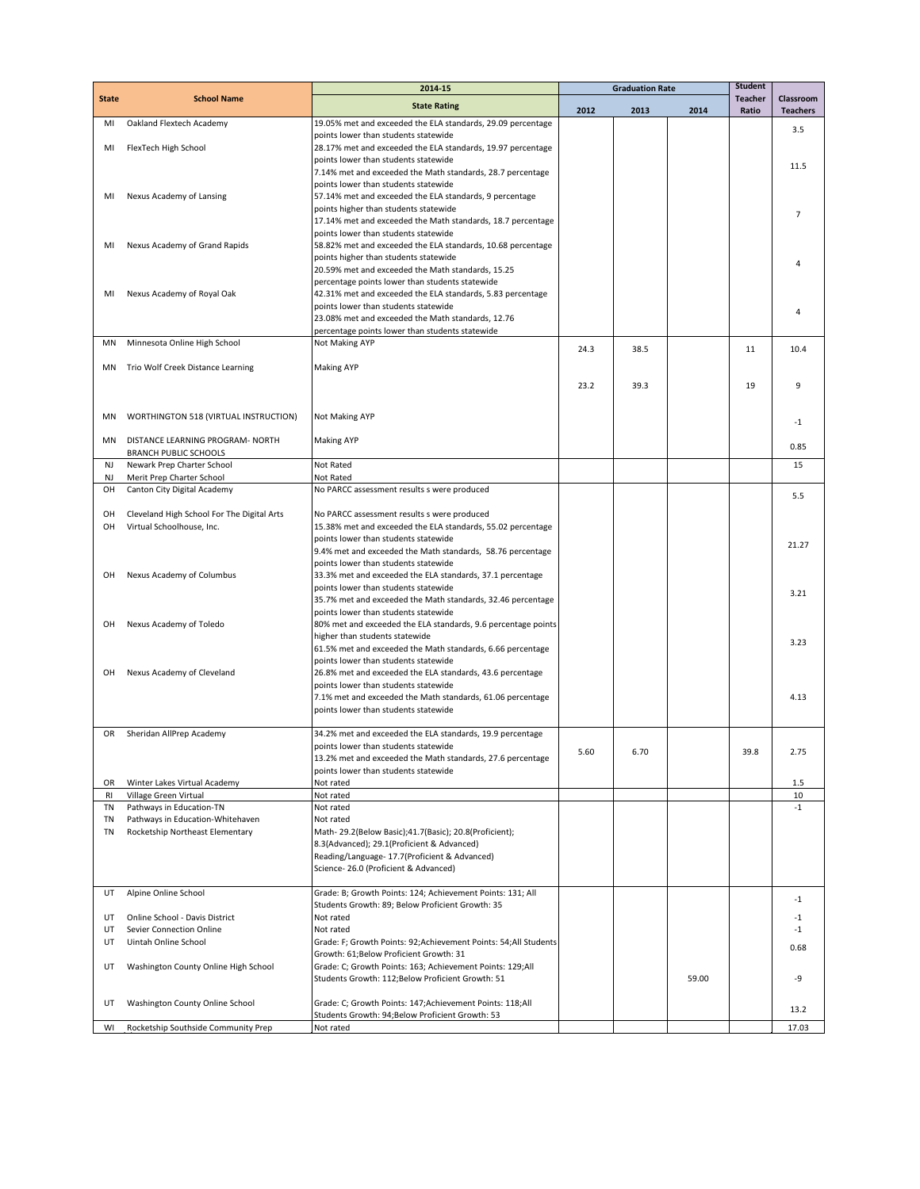| State | School Name | 2014-15 State Rating | Graduation Rate 2012 | Graduation Rate 2013 | Graduation Rate 2014 | Student Teacher Ratio | Classroom Teachers |
|---|---|---|---|---|---|---|---|
| MI | Oakland Flextech Academy | 19.05% met and exceeded the ELA standards, 29.09 percentage points lower than students statewide | | | | | 3.5 |
| MI | FlexTech High School | 28.17% met and exceeded the ELA standards, 19.97 percentage points lower than students statewide 7.14% met and exceeded the Math standards, 28.7 percentage points lower than students statewide | | | | | 11.5 |
| MI | Nexus Academy of Lansing | 57.14% met and exceeded the ELA standards, 9 percentage points higher than students statewide 17.14% met and exceeded the Math standards, 18.7 percentage points lower than students statewide | | | | | 7 |
| MI | Nexus Academy of Grand Rapids | 58.82% met and exceeded the ELA standards, 10.68 percentage points higher than students statewide 20.59% met and exceeded the Math standards, 15.25 percentage points lower than students statewide | | | | | 4 |
| MI | Nexus Academy of Royal Oak | 42.31% met and exceeded the ELA standards, 5.83 percentage points lower than students statewide 23.08% met and exceeded the Math standards, 12.76 percentage points lower than students statewide | | | | | 4 |
| MN | Minnesota Online High School | Not Making AYP | 24.3 | 38.5 | | 11 | 10.4 |
| MN | Trio Wolf Creek Distance Learning | Making AYP | 23.2 | 39.3 | | 19 | 9 |
| MN | WORTHINGTON 518 (VIRTUAL INSTRUCTION) | Not Making AYP | | | | | -1 |
| MN | DISTANCE LEARNING PROGRAM- NORTH BRANCH PUBLIC SCHOOLS | Making AYP | | | | | 0.85 |
| NJ | Newark Prep Charter School | Not Rated | | | | | 15 |
| NJ | Merit Prep Charter School | Not Rated | | | | | |
| OH | Canton City Digital Academy | No PARCC assessment results s were produced | | | | | 5.5 |
| OH | Cleveland High School For The Digital Arts | No PARCC assessment results s were produced | | | | | |
| OH | Virtual Schoolhouse, Inc. | 15.38% met and exceeded the ELA standards, 55.02 percentage points lower than students statewide 9.4% met and exceeded the Math standards, 58.76 percentage points lower than students statewide | | | | | 21.27 |
| OH | Nexus Academy of Columbus | 33.3% met and exceeded the ELA standards, 37.1 percentage points lower than students statewide 35.7% met and exceeded the Math standards, 32.46 percentage points lower than students statewide | | | | | 3.21 |
| OH | Nexus Academy of Toledo | 80% met and exceeded the ELA standards, 9.6 percentage points higher than students statewide 61.5% met and exceeded the Math standards, 6.66 percentage points lower than students statewide | | | | | 3.23 |
| OH | Nexus Academy of Cleveland | 26.8% met and exceeded the ELA standards, 43.6 percentage points lower than students statewide 7.1% met and exceeded the Math standards, 61.06 percentage points lower than students statewide | | | | | 4.13 |
| OR | Sheridan AllPrep Academy | 34.2% met and exceeded the ELA standards, 19.9 percentage points lower than students statewide 13.2% met and exceeded the Math standards, 27.6 percentage points lower than students statewide | 5.60 | 6.70 | | 39.8 | 2.75 |
| OR | Winter Lakes Virtual Academy | Not rated | | | | | 1.5 |
| RI | Village Green Virtual | Not rated | | | | | 10 |
| TN | Pathways in Education-TN | Not rated | | | | | -1 |
| TN | Pathways in Education-Whitehaven | Not rated | | | | | |
| TN | Rocketship Northeast Elementary | Math- 29.2(Below Basic);41.7(Basic); 20.8(Proficient); 8.3(Advanced); 29.1(Proficient & Advanced) Reading/Language- 17.7(Proficient & Advanced) Science- 26.0 (Proficient & Advanced) | | | | | |
| UT | Alpine Online School | Grade: B; Growth Points: 124; Achievement Points: 131; All Students Growth: 89; Below Proficient Growth: 35 | | | | | -1 |
| UT | Online School - Davis District | Not rated | | | | | -1 |
| UT | Sevier Connection Online | Not rated | | | | | -1 |
| UT | Uintah Online School | Grade: F; Growth Points: 92;Achievement Points: 54;All Students Growth: 61;Below Proficient Growth: 31 | | | | | 0.68 |
| UT | Washington County Online High School | Grade: C; Growth Points: 163; Achievement Points: 129;All Students Growth: 112;Below Proficient Growth: 51 | | | 59.00 | | -9 |
| UT | Washington County Online School | Grade: C; Growth Points: 147;Achievement Points: 118;All Students Growth: 94;Below Proficient Growth: 53 | | | | | 13.2 |
| WI | Rocketship Southside Community Prep | Not rated | | | | | 17.03 |